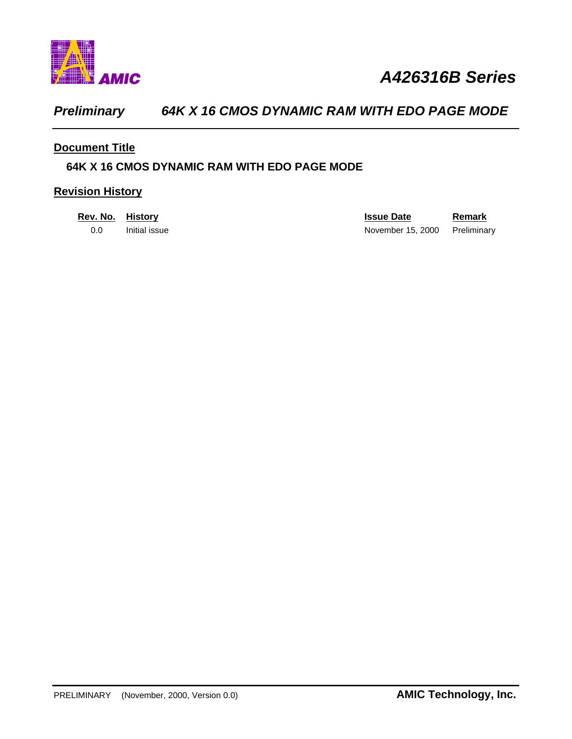# A426316B Series

***Preliminary*** ***64K X 16 CMOS DYNAMIC RAM WITH EDO PAGE MODE***

## Document Title

**64K X 16 CMOS DYNAMIC RAM WITH EDO PAGE MODE**

## Revision History

| Rev. No. | History | Issue Date | Remark |
|---|---|---|---|
| 0.0 | Initial issue | November 15, 2000 | Preliminary |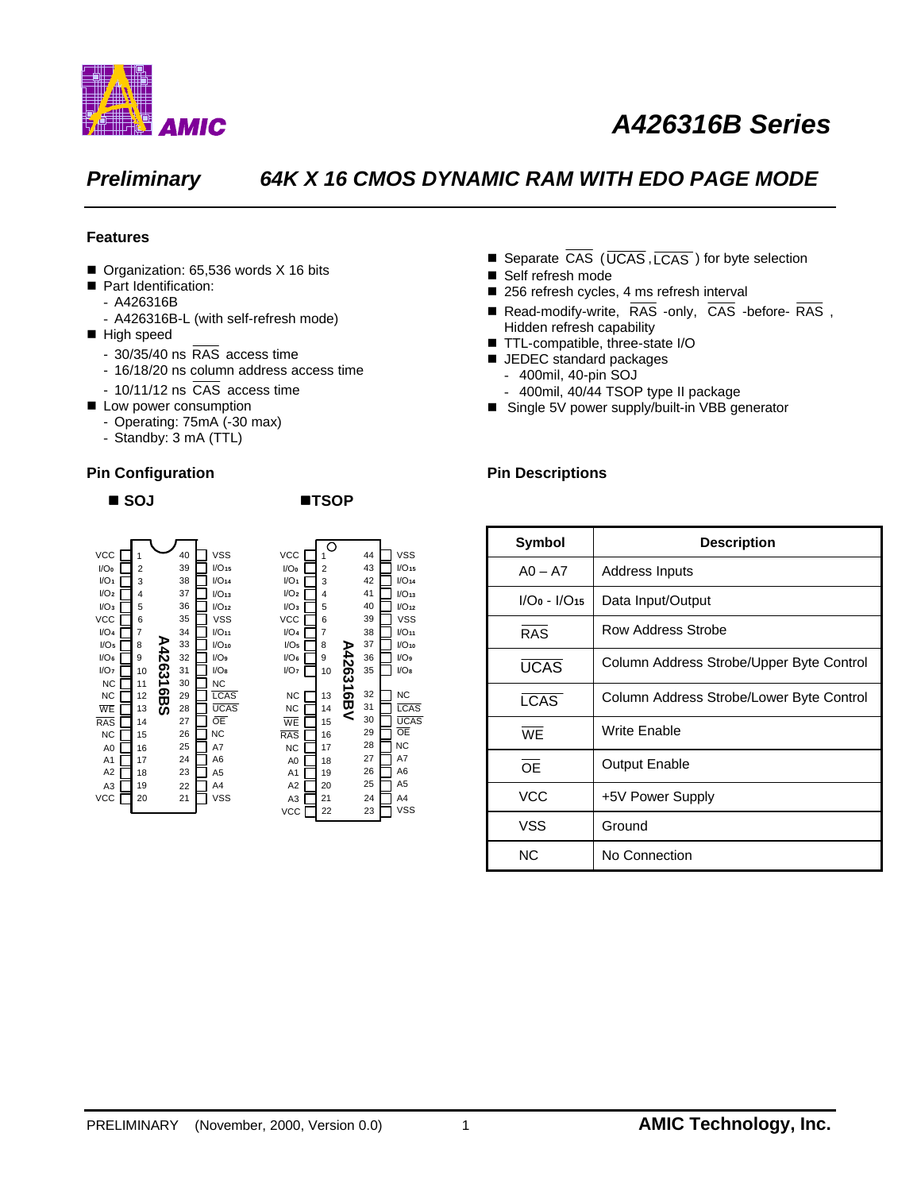# A426316B Series

## Preliminary 64K X 16 CMOS DYNAMIC RAM WITH EDO PAGE MODE

### Features

- Organization: 65,536 words X 16 bits
- Part Identification:
  - A426316B
  - A426316B-L (with self-refresh mode)
- High speed
  - 30/35/40 ns RAS access time
  - 16/18/20 ns column address access time
  - 10/11/12 ns CAS access time
- Low power consumption
  - Operating: 75mA (-30 max)
  - Standby: 3 mA (TTL)
- Separate CAS (UCAS, LCAS) for byte selection
- Self refresh mode
- 256 refresh cycles, 4 ms refresh interval
- Read-modify-write, RAS -only, CAS -before- RAS, Hidden refresh capability
- TTL-compatible, three-state I/O
- JEDEC standard packages
  - 400mil, 40-pin SOJ
  - 400mil, 40/44 TSOP type II package
- Single 5V power supply/built-in VBB generator

### Pin Configuration

■ SOJ

A426316BS

| Pin Name | Pin | Pin | Pin Name |
|---|---|---|---|
| VCC | 1 | 40 | VSS |
| I/O0 | 2 | 39 | I/O15 |
| I/O1 | 3 | 38 | I/O14 |
| I/O2 | 4 | 37 | I/O13 |
| I/O3 | 5 | 36 | I/O12 |
| VCC | 6 | 35 | VSS |
| I/O4 | 7 | 34 | I/O11 |
| I/O5 | 8 | 33 | I/O10 |
| I/O6 | 9 | 32 | I/O9 |
| I/O7 | 10 | 31 | I/O8 |
| NC | 11 | 30 | NC |
| NC | 12 | 29 | LCAS |
| WE | 13 | 28 | UCAS |
| RAS | 14 | 27 | OE |
| NC | 15 | 26 | NC |
| A0 | 16 | 25 | A7 |
| A1 | 17 | 24 | A6 |
| A2 | 18 | 23 | A5 |
| A3 | 19 | 22 | A4 |
| VCC | 20 | 21 | VSS |

■ TSOP

A426316BV

| Pin Name | Pin | Pin | Pin Name |
|---|---|---|---|
| VCC | 1 | 44 | VSS |
| I/O0 | 2 | 43 | I/O15 |
| I/O1 | 3 | 42 | I/O14 |
| I/O2 | 4 | 41 | I/O13 |
| I/O3 | 5 | 40 | I/O12 |
| VCC | 6 | 39 | VSS |
| I/O4 | 7 | 38 | I/O11 |
| I/O5 | 8 | 37 | I/O10 |
| I/O6 | 9 | 36 | I/O9 |
| I/O7 | 10 | 35 | I/O8 |
| NC | 13 | 32 | NC |
| NC | 14 | 31 | LCAS |
| WE | 15 | 30 | UCAS |
| RAS | 16 | 29 | OE |
| NC | 17 | 28 | NC |
| A0 | 18 | 27 | A7 |
| A1 | 19 | 26 | A6 |
| A2 | 20 | 25 | A5 |
| A3 | 21 | 24 | A4 |
| VCC | 22 | 23 | VSS |

### Pin Descriptions

| Symbol | Description |
|---|---|
| A0 – A7 | Address Inputs |
| I/O0 - I/O15 | Data Input/Output |
| RAS | Row Address Strobe |
| UCAS | Column Address Strobe/Upper Byte Control |
| LCAS | Column Address Strobe/Lower Byte Control |
| WE | Write Enable |
| OE | Output Enable |
| VCC | +5V Power Supply |
| VSS | Ground |
| NC | No Connection |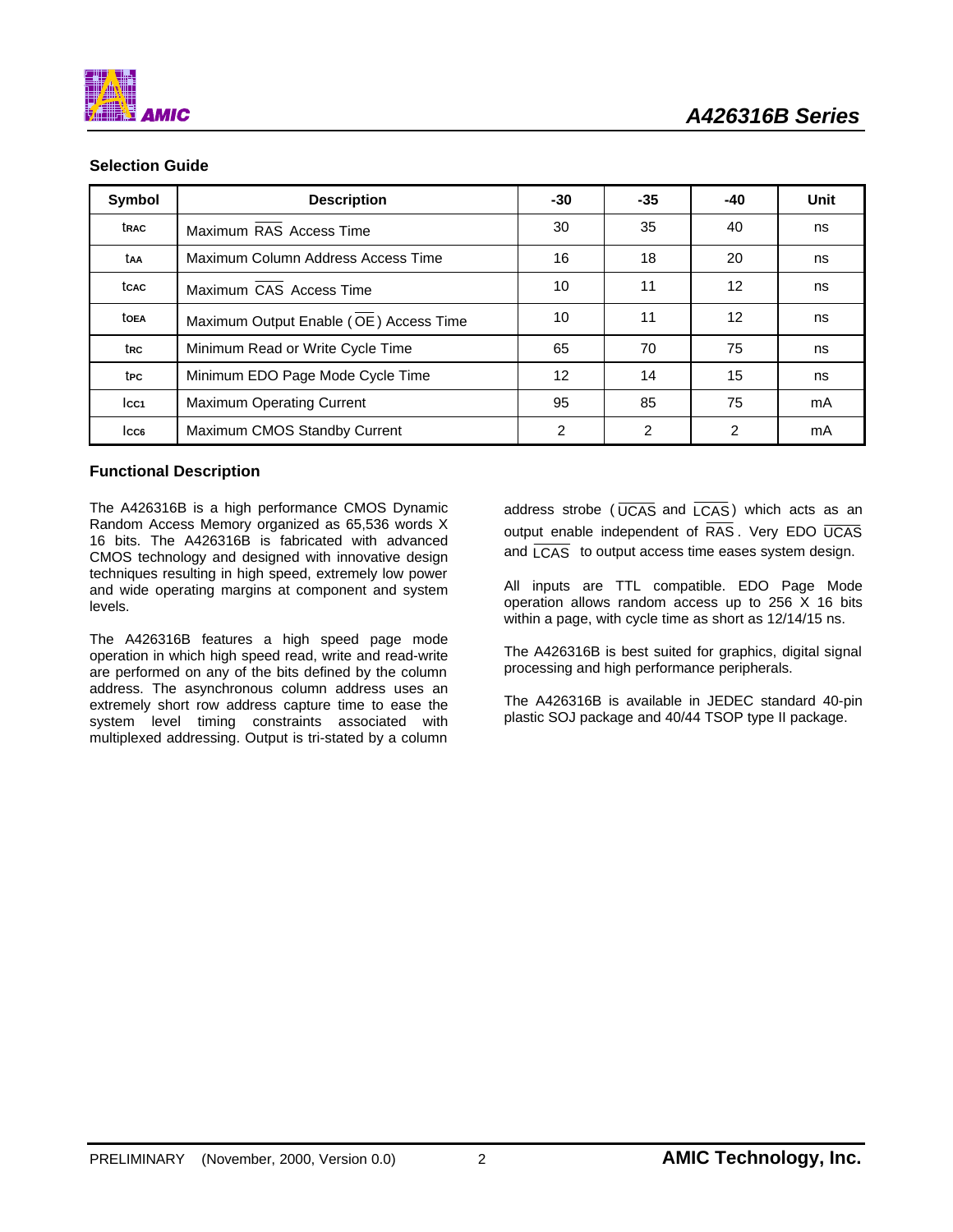## Selection Guide

| Symbol | Description | -30 | -35 | -40 | Unit |
|---|---|---|---|---|---|
| $t_{RAC}$ | Maximum $\overline{RAS}$ Access Time | 30 | 35 | 40 | ns |
| $t_{AA}$ | Maximum Column Address Access Time | 16 | 18 | 20 | ns |
| $t_{CAC}$ | Maximum $\overline{CAS}$ Access Time | 10 | 11 | 12 | ns |
| $t_{OEA}$ | Maximum Output Enable ( $\overline{OE}$ ) Access Time | 10 | 11 | 12 | ns |
| $t_{RC}$ | Minimum Read or Write Cycle Time | 65 | 70 | 75 | ns |
| $t_{PC}$ | Minimum EDO Page Mode Cycle Time | 12 | 14 | 15 | ns |
| $I_{CC1}$ | Maximum Operating Current | 95 | 85 | 75 | mA |
| $I_{CC6}$ | Maximum CMOS Standby Current | 2 | 2 | 2 | mA |

## Functional Description

The A426316B is a high performance CMOS Dynamic Random Access Memory organized as 65,536 words X 16 bits. The A426316B is fabricated with advanced CMOS technology and designed with innovative design techniques resulting in high speed, extremely low power and wide operating margins at component and system levels.

The A426316B features a high speed page mode operation in which high speed read, write and read-write are performed on any of the bits defined by the column address. The asynchronous column address uses an extremely short row address capture time to ease the system level timing constraints associated with multiplexed addressing. Output is tri-stated by a column address strobe ( $\overline{UCAS}$ and $\overline{LCAS}$ ) which acts as an output enable independent of $\overline{RAS}$ . Very EDO $\overline{UCAS}$ and $\overline{LCAS}$ to output access time eases system design.

All inputs are TTL compatible. EDO Page Mode operation allows random access up to 256 X 16 bits within a page, with cycle time as short as 12/14/15 ns.

The A426316B is best suited for graphics, digital signal processing and high performance peripherals.

The A426316B is available in JEDEC standard 40-pin plastic SOJ package and 40/44 TSOP type II package.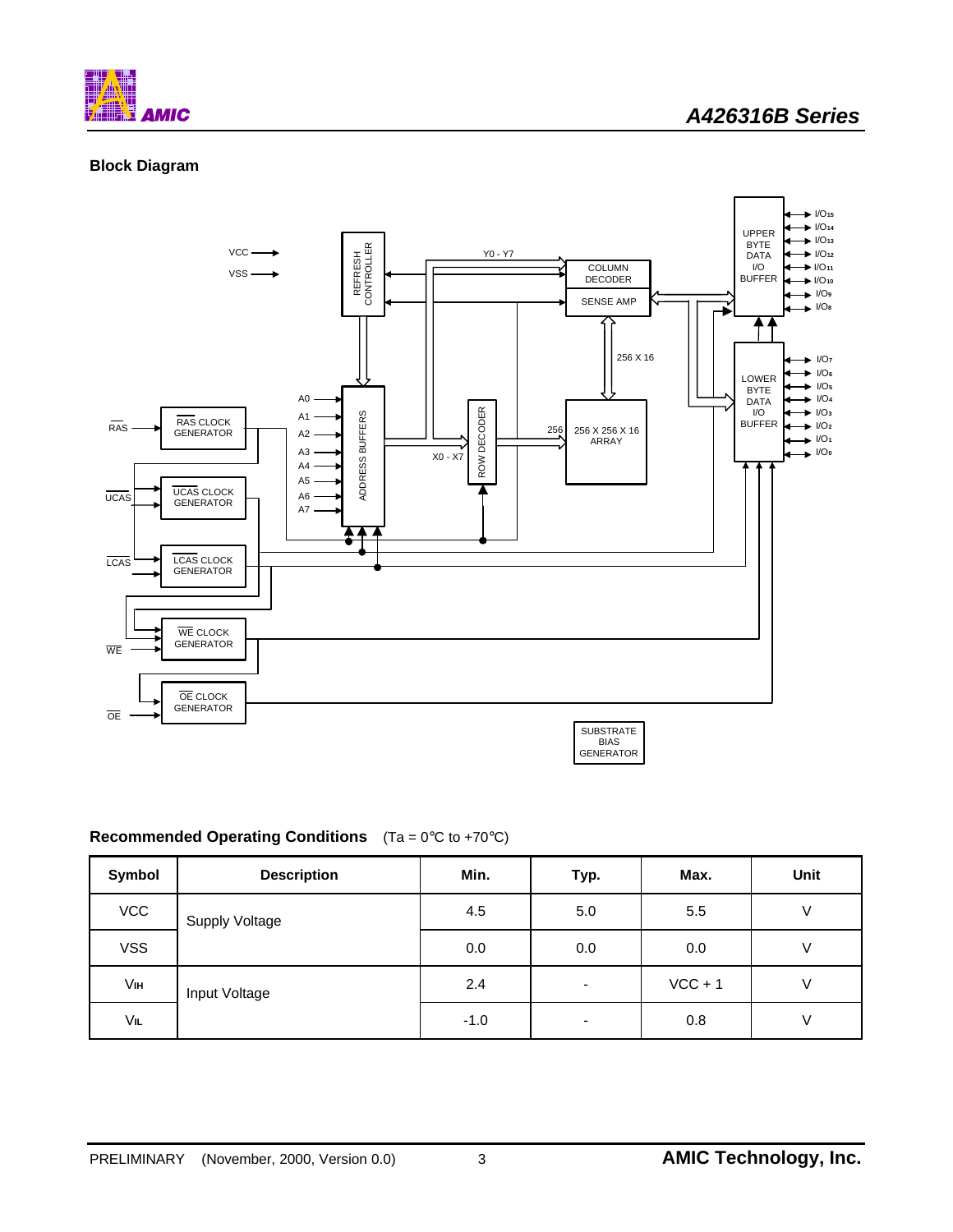## Block Diagram

VCC
VSS
REFRESH CONTROLLER
Y0 - Y7
COLUMN DECODER
SENSE AMP
UPPER BYTE DATA I/O BUFFER
I/O15
I/O14
I/O13
I/O12
I/O11
I/O10
I/O9
I/O8
256 X 16
LOWER BYTE DATA I/O BUFFER
I/O7
I/O6
I/O5
I/O4
I/O3
I/O2
I/O1
I/O0
A0
A1
A2
A3
A4
A5
A6
A7
ADDRESS BUFFERS
ROW DECODER
X0 - X7
256
256 X 256 X 16 ARRAY
RAS
RAS CLOCK GENERATOR
UCAS
UCAS CLOCK GENERATOR
LCAS
LCAS CLOCK GENERATOR
WE
WE CLOCK GENERATOR
OE
OE CLOCK GENERATOR
SUBSTRATE BIAS GENERATOR

## Recommended Operating Conditions (Ta = 0°C to +70°C)

| Symbol | Description | Min. | Typ. | Max. | Unit |
|---|---|---|---|---|---|
| VCC | Supply Voltage | 4.5 | 5.0 | 5.5 | V |
| VSS | | 0.0 | 0.0 | 0.0 | V |
| $V_{IH}$ | Input Voltage | 2.4 | - | VCC + 1 | V |
| $V_{IL}$ | | -1.0 | - | 0.8 | V |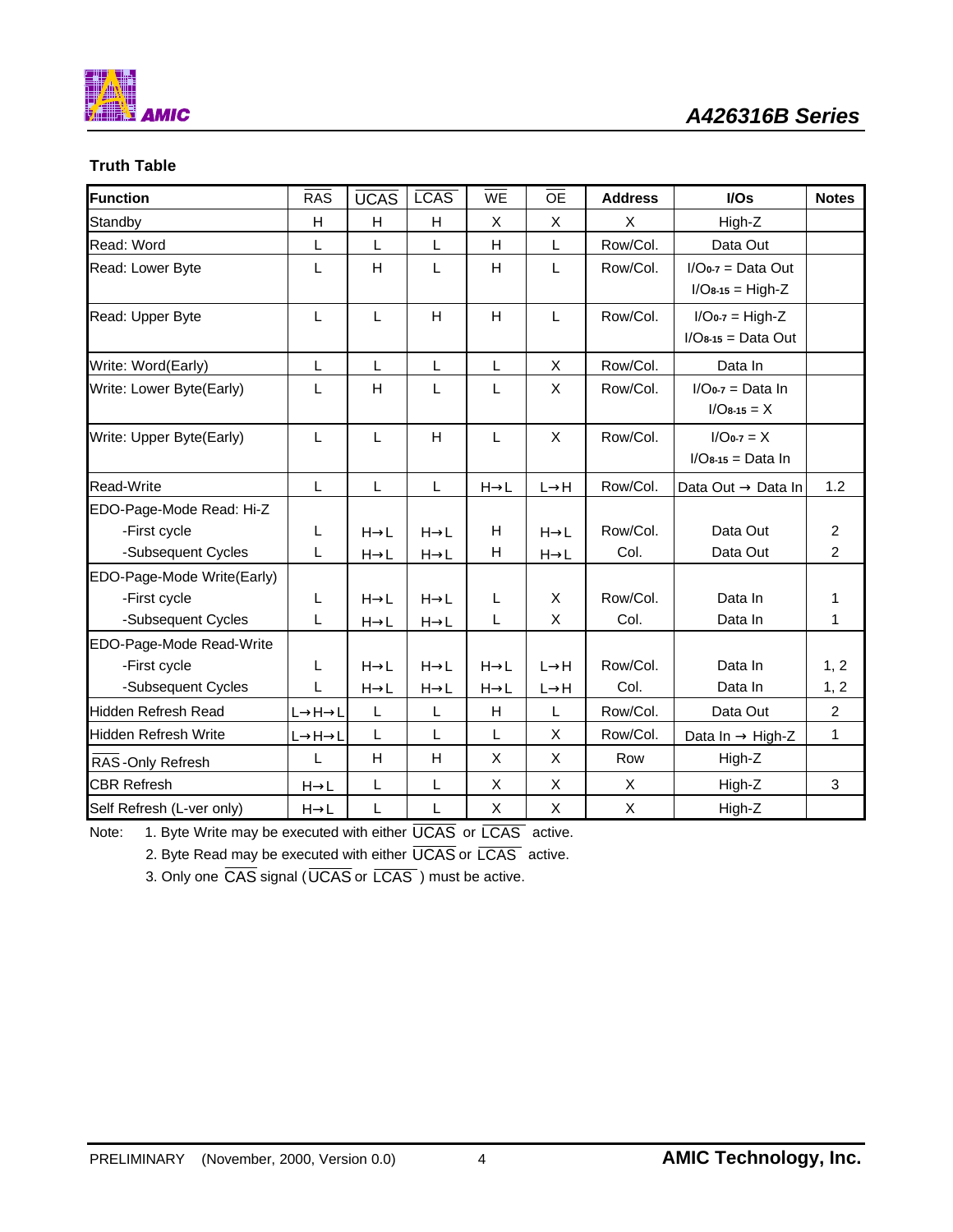## Truth Table

| Function | $\overline{RAS}$ | $\overline{UCAS}$ | $\overline{LCAS}$ | $\overline{WE}$ | $\overline{OE}$ | Address | I/Os | Notes |
|---|---|---|---|---|---|---|---|---|
| Standby | H | H | H | X | X | X | High-Z | |
| Read: Word | L | L | L | H | L | Row/Col. | Data Out | |
| Read: Lower Byte | L | H | L | H | L | Row/Col. | $I/O_{0-7}$ = Data Out<br>$I/O_{8-15}$ = High-Z | |
| Read: Upper Byte | L | L | H | H | L | Row/Col. | $I/O_{0-7}$ = High-Z<br>$I/O_{8-15}$ = Data Out | |
| Write: Word(Early) | L | L | L | L | X | Row/Col. | Data In | |
| Write: Lower Byte(Early) | L | H | L | L | X | Row/Col. | $I/O_{0-7}$ = Data In<br>$I/O_{8-15}$ = X | |
| Write: Upper Byte(Early) | L | L | H | L | X | Row/Col. | $I/O_{0-7}$ = X<br>$I/O_{8-15}$ = Data In | |
| Read-Write | L | L | L | H→L | L→H | Row/Col. | Data Out → Data In | 1.2 |
| EDO-Page-Mode Read: Hi-Z | | | | | | | | |
| -First cycle | L | H→L | H→L | H | H→L | Row/Col. | Data Out | 2 |
| -Subsequent Cycles | L | H→L | H→L | H | H→L | Col. | Data Out | 2 |
| EDO-Page-Mode Write(Early) | | | | | | | | |
| -First cycle | L | H→L | H→L | L | X | Row/Col. | Data In | 1 |
| -Subsequent Cycles | L | H→L | H→L | L | X | Col. | Data In | 1 |
| EDO-Page-Mode Read-Write | | | | | | | | |
| -First cycle | L | H→L | H→L | H→L | L→H | Row/Col. | Data In | 1, 2 |
| -Subsequent Cycles | L | H→L | H→L | H→L | L→H | Col. | Data In | 1, 2 |
| Hidden Refresh Read | L→H→L | L | L | H | L | Row/Col. | Data Out | 2 |
| Hidden Refresh Write | L→H→L | L | L | L | X | Row/Col. | Data In → High-Z | 1 |
| $\overline{RAS}$-Only Refresh | L | H | H | X | X | Row | High-Z | |
| CBR Refresh | H→L | L | L | X | X | X | High-Z | 3 |
| Self Refresh (L-ver only) | H→L | L | L | X | X | X | High-Z | |

Note: 1. Byte Write may be executed with either $\overline{UCAS}$ or $\overline{LCAS}$ active.

2. Byte Read may be executed with either $\overline{UCAS}$ or $\overline{LCAS}$ active.

3. Only one $\overline{CAS}$ signal ($\overline{UCAS}$ or $\overline{LCAS}$) must be active.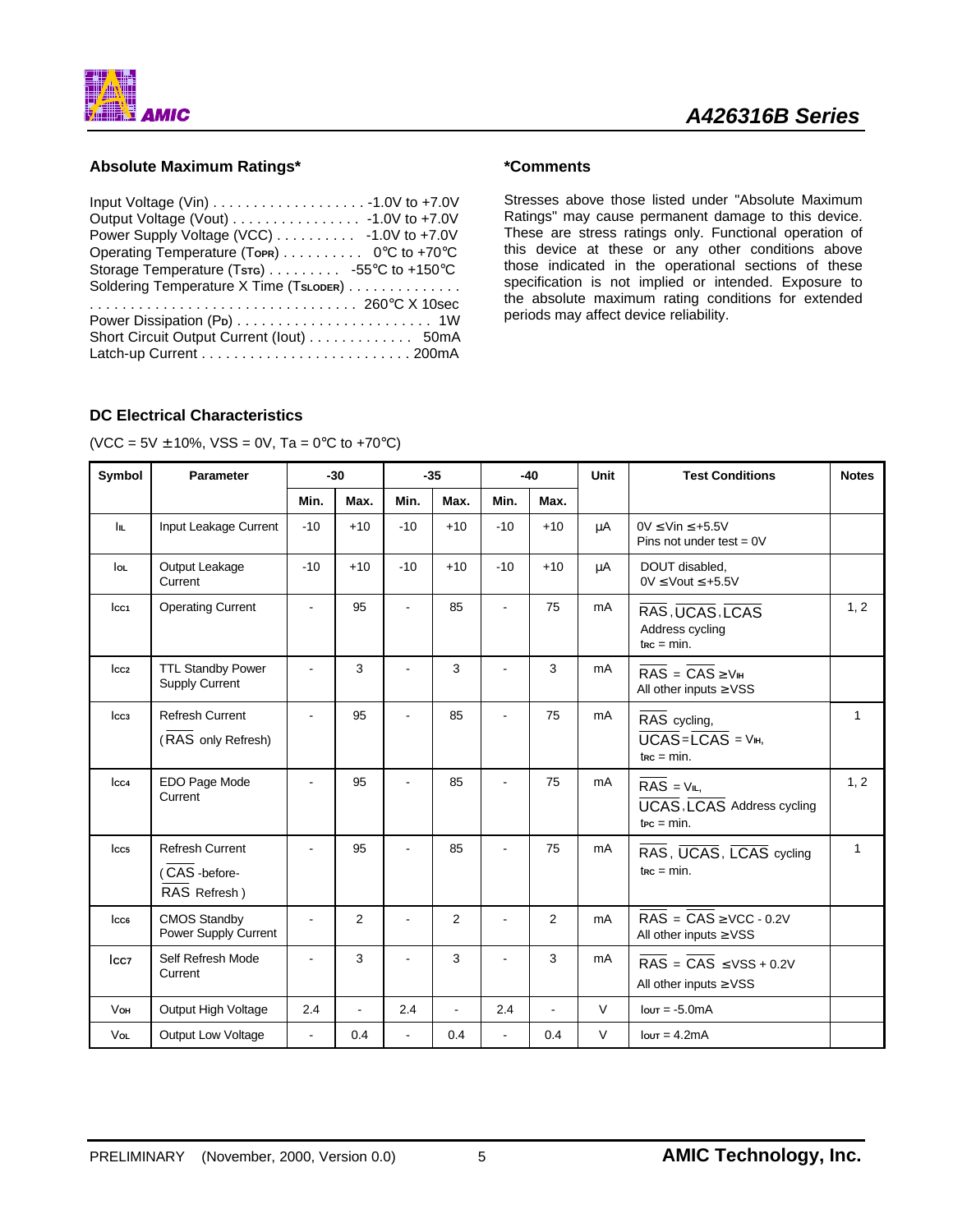## Absolute Maximum Ratings*

Input Voltage (Vin) . . . . . . . . . . . . . . . . . . . -1.0V to +7.0V
Output Voltage (Vout) . . . . . . . . . . . . . . . . -1.0V to +7.0V
Power Supply Voltage (VCC) . . . . . . . . . . -1.0V to +7.0V
Operating Temperature ($T_{OPR}$) . . . . . . . . . . 0°C to +70°C
Storage Temperature ($T_{STG}$) . . . . . . . . . -55°C to +150°C
Soldering Temperature X Time ($T_{SLODER}$) . . . . . . . . . . . . . . . . . . . . . . . . . . . . . . . . . . . . . . . . . . . . 260°C X 10sec
Power Dissipation ($P_D$) . . . . . . . . . . . . . . . . . . . . . . . . 1W
Short Circuit Output Current (Iout) . . . . . . . . . . . . . 50mA
Latch-up Current . . . . . . . . . . . . . . . . . . . . . . . . . . 200mA

## *Comments

Stresses above those listed under "Absolute Maximum Ratings" may cause permanent damage to this device. These are stress ratings only. Functional operation of this device at these or any other conditions above those indicated in the operational sections of these specification is not implied or intended. Exposure to the absolute maximum rating conditions for extended periods may affect device reliability.

## DC Electrical Characteristics

(VCC = 5V ± 10%, VSS = 0V, Ta = 0°C to +70°C)

| Symbol | Parameter | -30 | | -35 | | -40 | | Unit | Test Conditions | Notes |
|---|---|---|---|---|---|---|---|---|---|---|
| | | Min. | Max. | Min. | Max. | Min. | Max. | | | |
| $I_{IL}$ | Input Leakage Current | -10 | +10 | -10 | +10 | -10 | +10 | µA | 0V ≤ Vin ≤ +5.5V Pins not under test = 0V | |
| $I_{OL}$ | Output Leakage Current | -10 | +10 | -10 | +10 | -10 | +10 | µA | DOUT disabled, 0V ≤ Vout ≤ +5.5V | |
| $I_{CC1}$ | Operating Current | - | 95 | - | 85 | - | 75 | mA | $\overline{RAS}$, $\overline{UCAS}$, $\overline{LCAS}$ Address cycling $t_{RC}$ = min. | 1, 2 |
| $I_{CC2}$ | TTL Standby Power Supply Current | - | 3 | - | 3 | - | 3 | mA | $\overline{RAS}$ = $\overline{CAS}$ ≥ $V_{IH}$ All other inputs ≥ VSS | |
| $I_{CC3}$ | Refresh Current ($\overline{RAS}$ only Refresh) | - | 95 | - | 85 | - | 75 | mA | $\overline{RAS}$ cycling, $\overline{UCAS}$ = $\overline{LCAS}$ = $V_{IH}$, $t_{RC}$ = min. | 1 |
| $I_{CC4}$ | EDO Page Mode Current | - | 95 | - | 85 | - | 75 | mA | $\overline{RAS}$ = $V_{IL}$, $\overline{UCAS}$, $\overline{LCAS}$ Address cycling $t_{PC}$ = min. | 1, 2 |
| $I_{CC5}$ | Refresh Current ($\overline{CAS}$ -before-$\overline{RAS}$ Refresh) | - | 95 | - | 85 | - | 75 | mA | $\overline{RAS}$, $\overline{UCAS}$, $\overline{LCAS}$ cycling $t_{RC}$ = min. | 1 |
| $I_{CC6}$ | CMOS Standby Power Supply Current | - | 2 | - | 2 | - | 2 | mA | $\overline{RAS}$ = $\overline{CAS}$ ≥ VCC - 0.2V All other inputs ≥ VSS | |
| $I_{CC7}$ | Self Refresh Mode Current | - | 3 | - | 3 | - | 3 | mA | $\overline{RAS}$ = $\overline{CAS}$ ≤ VSS + 0.2V All other inputs ≥ VSS | |
| $V_{OH}$ | Output High Voltage | 2.4 | - | 2.4 | - | 2.4 | - | V | $I_{OUT}$ = -5.0mA | |
| $V_{OL}$ | Output Low Voltage | - | 0.4 | - | 0.4 | - | 0.4 | V | $I_{OUT}$ = 4.2mA | |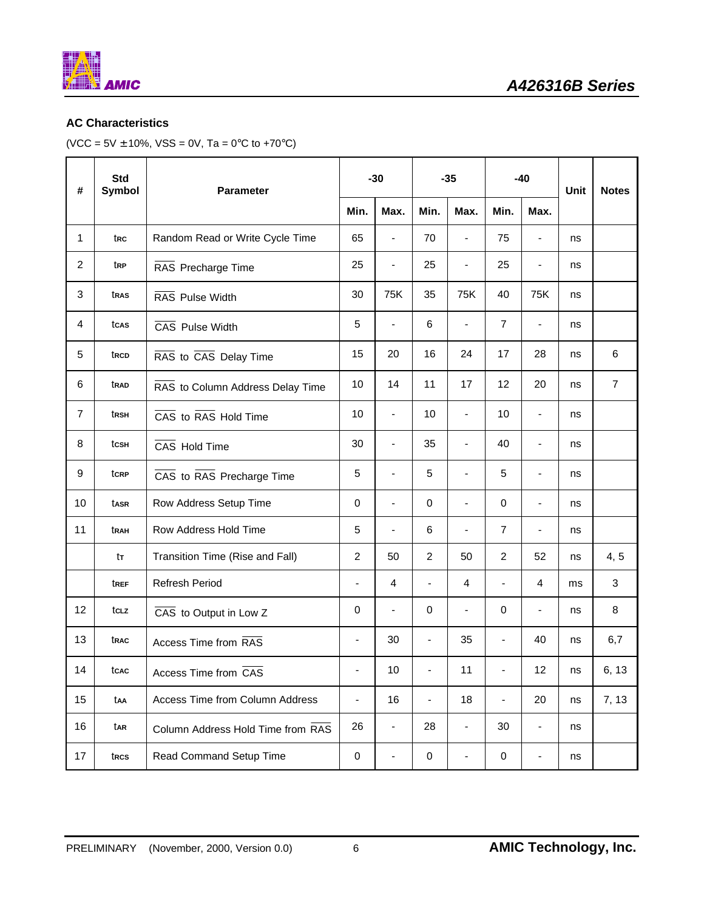### AC Characteristics

(VCC = 5V ± 10%, VSS = 0V, Ta = 0°C to +70°C)

| # | Std Symbol | Parameter | -30 | | -35 | | -40 | | Unit | Notes |
|---|---|---|---|---|---|---|---|---|---|---|
| | | | Min. | Max. | Min. | Max. | Min. | Max. | | |
| 1 | $t_{RC}$ | Random Read or Write Cycle Time | 65 | - | 70 | - | 75 | - | ns | |
| 2 | $t_{RP}$ | $\overline{RAS}$ Precharge Time | 25 | - | 25 | - | 25 | - | ns | |
| 3 | $t_{RAS}$ | $\overline{RAS}$ Pulse Width | 30 | 75K | 35 | 75K | 40 | 75K | ns | |
| 4 | $t_{CAS}$ | $\overline{CAS}$ Pulse Width | 5 | - | 6 | - | 7 | - | ns | |
| 5 | $t_{RCD}$ | $\overline{RAS}$ to $\overline{CAS}$ Delay Time | 15 | 20 | 16 | 24 | 17 | 28 | ns | 6 |
| 6 | $t_{RAD}$ | $\overline{RAS}$ to Column Address Delay Time | 10 | 14 | 11 | 17 | 12 | 20 | ns | 7 |
| 7 | $t_{RSH}$ | $\overline{CAS}$ to $\overline{RAS}$ Hold Time | 10 | - | 10 | - | 10 | - | ns | |
| 8 | $t_{CSH}$ | $\overline{CAS}$ Hold Time | 30 | - | 35 | - | 40 | - | ns | |
| 9 | $t_{CRP}$ | $\overline{CAS}$ to $\overline{RAS}$ Precharge Time | 5 | - | 5 | - | 5 | - | ns | |
| 10 | $t_{ASR}$ | Row Address Setup Time | 0 | - | 0 | - | 0 | - | ns | |
| 11 | $t_{RAH}$ | Row Address Hold Time | 5 | - | 6 | - | 7 | - | ns | |
| | $t_{T}$ | Transition Time (Rise and Fall) | 2 | 50 | 2 | 50 | 2 | 52 | ns | 4, 5 |
| | $t_{REF}$ | Refresh Period | - | 4 | - | 4 | - | 4 | ms | 3 |
| 12 | $t_{CLZ}$ | $\overline{CAS}$ to Output in Low Z | 0 | - | 0 | - | 0 | - | ns | 8 |
| 13 | $t_{RAC}$ | Access Time from $\overline{RAS}$ | - | 30 | - | 35 | - | 40 | ns | 6,7 |
| 14 | $t_{CAC}$ | Access Time from $\overline{CAS}$ | - | 10 | - | 11 | - | 12 | ns | 6, 13 |
| 15 | $t_{AA}$ | Access Time from Column Address | - | 16 | - | 18 | - | 20 | ns | 7, 13 |
| 16 | $t_{AR}$ | Column Address Hold Time from $\overline{RAS}$ | 26 | - | 28 | - | 30 | - | ns | |
| 17 | $t_{RCS}$ | Read Command Setup Time | 0 | - | 0 | - | 0 | - | ns | |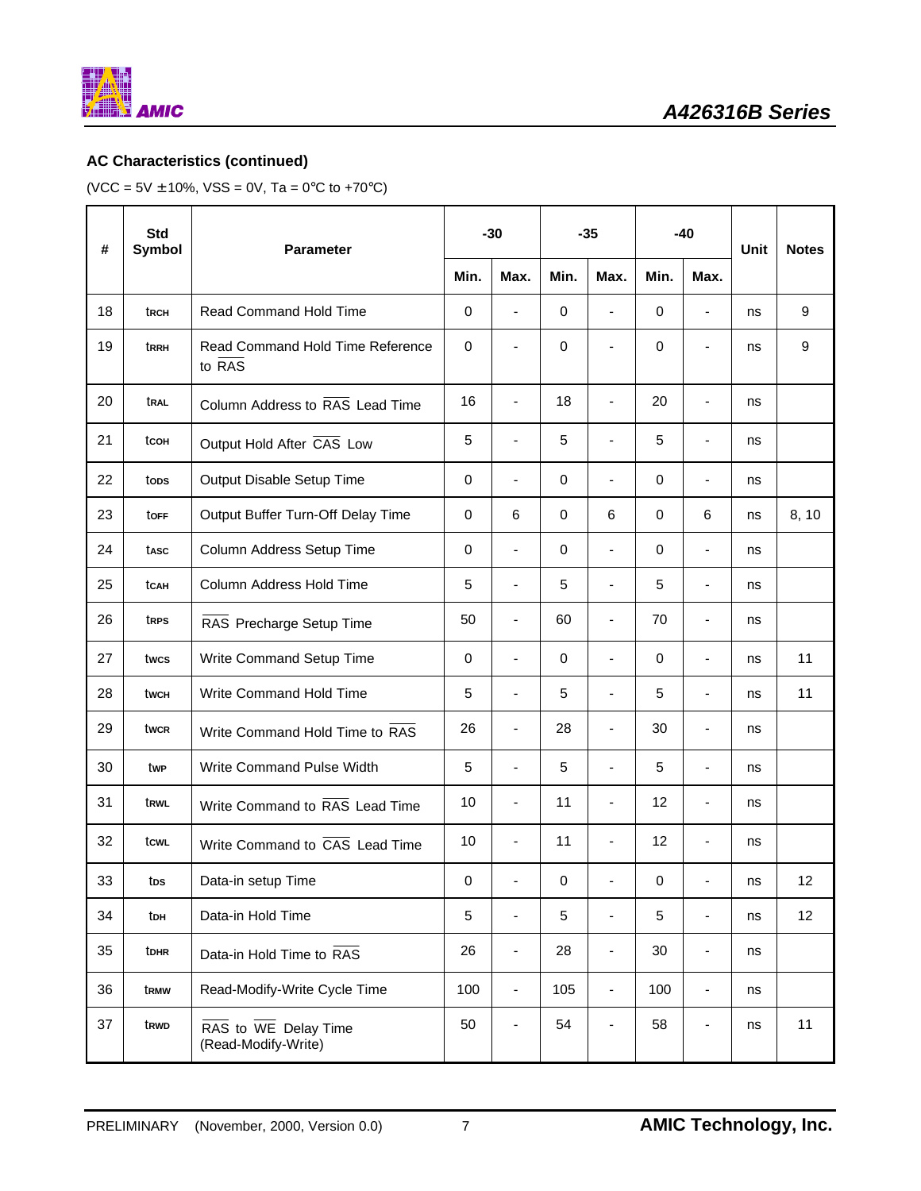### AC Characteristics (continued)

(VCC = 5V ± 10%, VSS = 0V, Ta = 0°C to +70°C)

| # | Std Symbol | Parameter | -30 | | -35 | | -40 | | Unit | Notes |
|---|---|---|---|---|---|---|---|---|---|---|
| | | | Min. | Max. | Min. | Max. | Min. | Max. | | |
| 18 | $t_{RCH}$ | Read Command Hold Time | 0 | - | 0 | - | 0 | - | ns | 9 |
| 19 | $t_{RRH}$ | Read Command Hold Time Reference to $\overline{RAS}$ | 0 | - | 0 | - | 0 | - | ns | 9 |
| 20 | $t_{RAL}$ | Column Address to $\overline{RAS}$ Lead Time | 16 | - | 18 | - | 20 | - | ns | |
| 21 | $t_{COH}$ | Output Hold After $\overline{CAS}$ Low | 5 | - | 5 | - | 5 | - | ns | |
| 22 | $t_{ODS}$ | Output Disable Setup Time | 0 | - | 0 | - | 0 | - | ns | |
| 23 | $t_{OFF}$ | Output Buffer Turn-Off Delay Time | 0 | 6 | 0 | 6 | 0 | 6 | ns | 8, 10 |
| 24 | $t_{ASC}$ | Column Address Setup Time | 0 | - | 0 | - | 0 | - | ns | |
| 25 | $t_{CAH}$ | Column Address Hold Time | 5 | - | 5 | - | 5 | - | ns | |
| 26 | $t_{RPS}$ | $\overline{RAS}$ Precharge Setup Time | 50 | - | 60 | - | 70 | - | ns | |
| 27 | $t_{WCS}$ | Write Command Setup Time | 0 | - | 0 | - | 0 | - | ns | 11 |
| 28 | $t_{WCH}$ | Write Command Hold Time | 5 | - | 5 | - | 5 | - | ns | 11 |
| 29 | $t_{WCR}$ | Write Command Hold Time to $\overline{RAS}$ | 26 | - | 28 | - | 30 | - | ns | |
| 30 | $t_{WP}$ | Write Command Pulse Width | 5 | - | 5 | - | 5 | - | ns | |
| 31 | $t_{RWL}$ | Write Command to $\overline{RAS}$ Lead Time | 10 | - | 11 | - | 12 | - | ns | |
| 32 | $t_{CWL}$ | Write Command to $\overline{CAS}$ Lead Time | 10 | - | 11 | - | 12 | - | ns | |
| 33 | $t_{DS}$ | Data-in setup Time | 0 | - | 0 | - | 0 | - | ns | 12 |
| 34 | $t_{DH}$ | Data-in Hold Time | 5 | - | 5 | - | 5 | - | ns | 12 |
| 35 | $t_{DHR}$ | Data-in Hold Time to $\overline{RAS}$ | 26 | - | 28 | - | 30 | - | ns | |
| 36 | $t_{RMW}$ | Read-Modify-Write Cycle Time | 100 | - | 105 | - | 100 | - | ns | |
| 37 | $t_{RWD}$ | $\overline{RAS}$ to $\overline{WE}$ Delay Time (Read-Modify-Write) | 50 | - | 54 | - | 58 | - | ns | 11 |

PRELIMINARY (November, 2000, Version 0.0)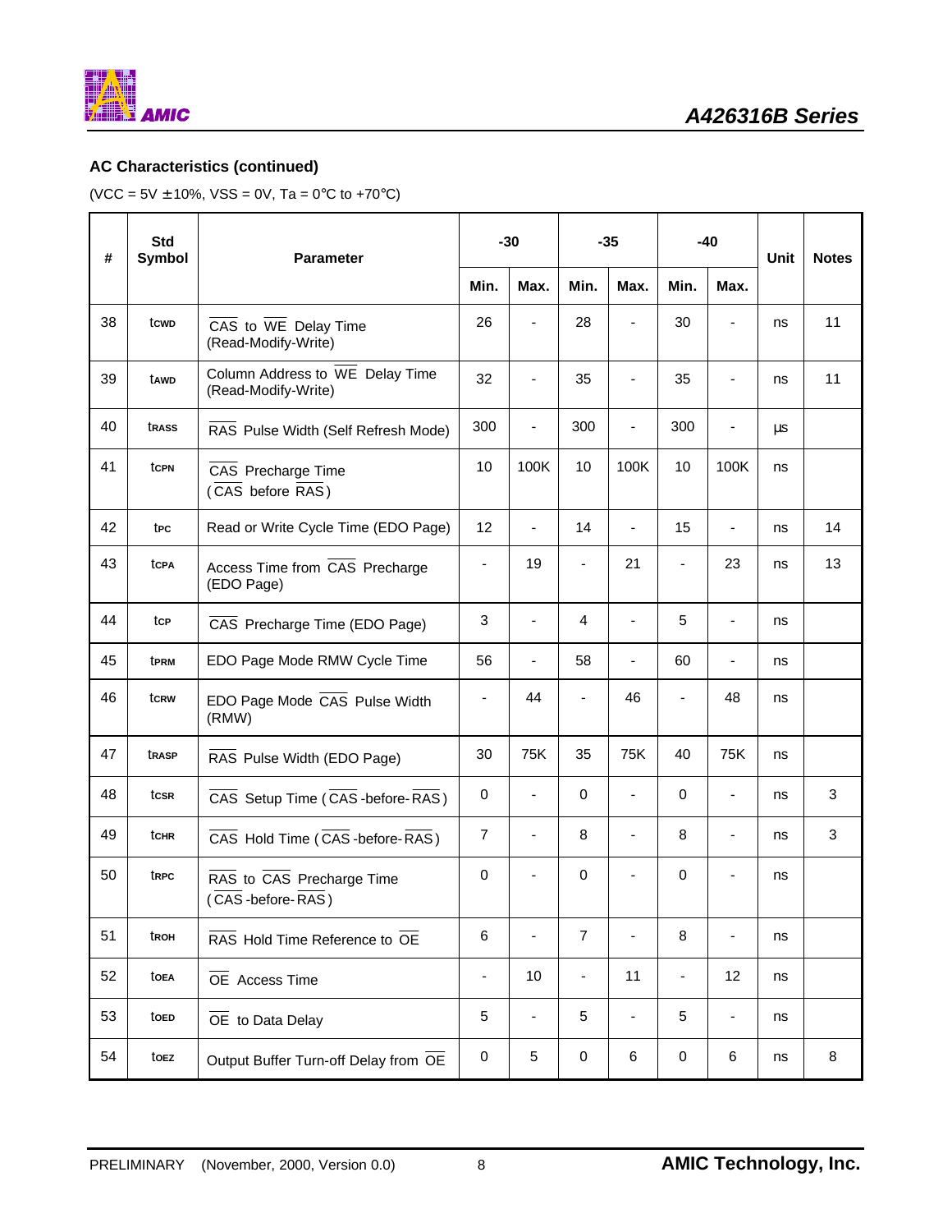### AC Characteristics (continued)

(VCC = 5V ± 10%, VSS = 0V, Ta = 0°C to +70°C)

| # | Std Symbol | Parameter | -30 | | -35 | | -40 | | Unit | Notes |
|---|---|---|---|---|---|---|---|---|---|---|
| | | | Min. | Max. | Min. | Max. | Min. | Max. | | |
| 38 | $t_{CWD}$ | $\overline{CAS}$ to $\overline{WE}$ Delay Time (Read-Modify-Write) | 26 | - | 28 | - | 30 | - | ns | 11 |
| 39 | $t_{AWD}$ | Column Address to $\overline{WE}$ Delay Time (Read-Modify-Write) | 32 | - | 35 | - | 35 | - | ns | 11 |
| 40 | $t_{RASS}$ | $\overline{RAS}$ Pulse Width (Self Refresh Mode) | 300 | - | 300 | - | 300 | - | μs | |
| 41 | $t_{CPN}$ | $\overline{CAS}$ Precharge Time ($\overline{CAS}$ before $\overline{RAS}$) | 10 | 100K | 10 | 100K | 10 | 100K | ns | |
| 42 | $t_{PC}$ | Read or Write Cycle Time (EDO Page) | 12 | - | 14 | - | 15 | - | ns | 14 |
| 43 | $t_{CPA}$ | Access Time from $\overline{CAS}$ Precharge (EDO Page) | - | 19 | - | 21 | - | 23 | ns | 13 |
| 44 | $t_{CP}$ | $\overline{CAS}$ Precharge Time (EDO Page) | 3 | - | 4 | - | 5 | - | ns | |
| 45 | $t_{PRM}$ | EDO Page Mode RMW Cycle Time | 56 | - | 58 | - | 60 | - | ns | |
| 46 | $t_{CRW}$ | EDO Page Mode $\overline{CAS}$ Pulse Width (RMW) | - | 44 | - | 46 | - | 48 | ns | |
| 47 | $t_{RASP}$ | $\overline{RAS}$ Pulse Width (EDO Page) | 30 | 75K | 35 | 75K | 40 | 75K | ns | |
| 48 | $t_{CSR}$ | $\overline{CAS}$ Setup Time ($\overline{CAS}$-before-$\overline{RAS}$) | 0 | - | 0 | - | 0 | - | ns | 3 |
| 49 | $t_{CHR}$ | $\overline{CAS}$ Hold Time ($\overline{CAS}$-before-$\overline{RAS}$) | 7 | - | 8 | - | 8 | - | ns | 3 |
| 50 | $t_{RPC}$ | $\overline{RAS}$ to $\overline{CAS}$ Precharge Time ($\overline{CAS}$-before-$\overline{RAS}$) | 0 | - | 0 | - | 0 | - | ns | |
| 51 | $t_{ROH}$ | $\overline{RAS}$ Hold Time Reference to $\overline{OE}$ | 6 | - | 7 | - | 8 | - | ns | |
| 52 | $t_{OEA}$ | $\overline{OE}$ Access Time | - | 10 | - | 11 | - | 12 | ns | |
| 53 | $t_{OED}$ | $\overline{OE}$ to Data Delay | 5 | - | 5 | - | 5 | - | ns | |
| 54 | $t_{OEZ}$ | Output Buffer Turn-off Delay from $\overline{OE}$ | 0 | 5 | 0 | 6 | 0 | 6 | ns | 8 |

PRELIMINARY (November, 2000, Version 0.0)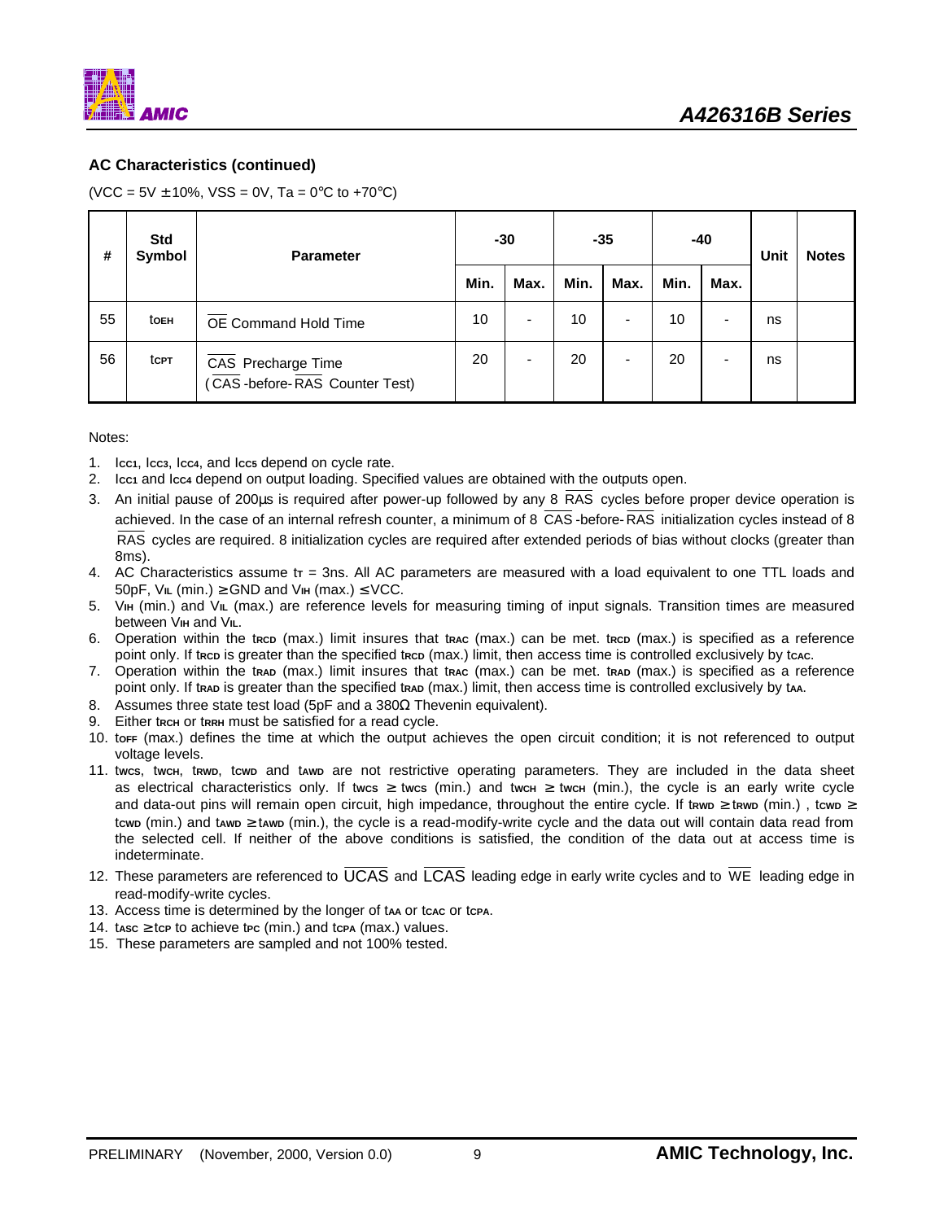### AC Characteristics (continued)

(VCC = 5V ± 10%, VSS = 0V, Ta = 0°C to +70°C)

| # | Std Symbol | Parameter | -30 | | -35 | | -40 | | Unit | Notes |
|---|---|---|---|---|---|---|---|---|---|---|
| | | | Min. | Max. | Min. | Max. | Min. | Max. | | |
| 55 | $t_{OEH}$ | $\overline{OE}$ Command Hold Time | 10 | - | 10 | - | 10 | - | ns | |
| 56 | $t_{CPT}$ | $\overline{CAS}$ Precharge Time ($\overline{CAS}$-before-$\overline{RAS}$ Counter Test) | 20 | - | 20 | - | 20 | - | ns | |

Notes:

1. $I_{CC1}$, $I_{CC3}$, $I_{CC4}$, and $I_{CC5}$ depend on cycle rate.
2. $I_{CC1}$ and $I_{CC4}$ depend on output loading. Specified values are obtained with the outputs open.
3. An initial pause of 200μs is required after power-up followed by any 8 $\overline{RAS}$ cycles before proper device operation is achieved. In the case of an internal refresh counter, a minimum of 8 $\overline{CAS}$-before-$\overline{RAS}$ initialization cycles instead of 8 $\overline{RAS}$ cycles are required. 8 initialization cycles are required after extended periods of bias without clocks (greater than 8ms).
4. AC Characteristics assume $t_T$ = 3ns. All AC parameters are measured with a load equivalent to one TTL loads and 50pF, $V_{IL}$ (min.) ≥ GND and $V_{IH}$ (max.) ≤ VCC.
5. $V_{IH}$ (min.) and $V_{IL}$ (max.) are reference levels for measuring timing of input signals. Transition times are measured between $V_{IH}$ and $V_{IL}$.
6. Operation within the $t_{RCD}$ (max.) limit insures that $t_{RAC}$ (max.) can be met. $t_{RCD}$ (max.) is specified as a reference point only. If $t_{RCD}$ is greater than the specified $t_{RCD}$ (max.) limit, then access time is controlled exclusively by $t_{CAC}$.
7. Operation within the $t_{RAD}$ (max.) limit insures that $t_{RAC}$ (max.) can be met. $t_{RAD}$ (max.) is specified as a reference point only. If $t_{RAD}$ is greater than the specified $t_{RAD}$ (max.) limit, then access time is controlled exclusively by $t_{AA}$.
8. Assumes three state test load (5pF and a 380Ω Thevenin equivalent).
9. Either $t_{RCH}$ or $t_{RRH}$ must be satisfied for a read cycle.
10. $t_{OFF}$ (max.) defines the time at which the output achieves the open circuit condition; it is not referenced to output voltage levels.
11. $t_{WCS}$, $t_{WCH}$, $t_{RWD}$, $t_{CWD}$ and $t_{AWD}$ are not restrictive operating parameters. They are included in the data sheet as electrical characteristics only. If $t_{WCS}$ ≥ $t_{WCS}$ (min.) and $t_{WCH}$ ≥ $t_{WCH}$ (min.), the cycle is an early write cycle and data-out pins will remain open circuit, high impedance, throughout the entire cycle. If $t_{RWD}$ ≥ $t_{RWD}$ (min.) , $t_{CWD}$ ≥ $t_{CWD}$ (min.) and $t_{AWD}$ ≥ $t_{AWD}$ (min.), the cycle is a read-modify-write cycle and the data out will contain data read from the selected cell. If neither of the above conditions is satisfied, the condition of the data out at access time is indeterminate.
12. These parameters are referenced to $\overline{UCAS}$ and $\overline{LCAS}$ leading edge in early write cycles and to $\overline{WE}$ leading edge in read-modify-write cycles.
13. Access time is determined by the longer of $t_{AA}$ or $t_{CAC}$ or $t_{CPA}$.
14. $t_{ASC}$ ≥ $t_{CP}$ to achieve $t_{PC}$ (min.) and $t_{CPA}$ (max.) values.
15. These parameters are sampled and not 100% tested.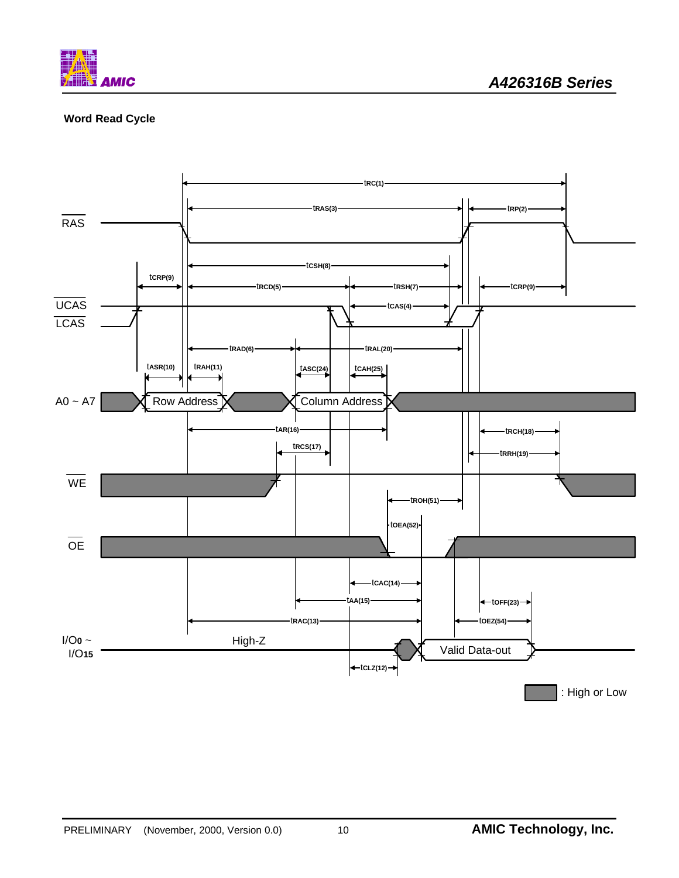**Word Read Cycle**

tRC(1)

tRAS(3)

tRP(2)

RAS

tCSH(8)

tCRP(9)

tRCD(5)

tRSH(7)

tCRP(9)

UCAS

LCAS

tCAS(4)

tRAD(6)

tRAL(20)

tASR(10)

tRAH(11)

tASC(24)

tCAH(25)

A0 ~ A7

Row Address

Column Address

tAR(16)

tRCH(18)

tRCS(17)

tRRH(19)

WE

tROH(51)

tOEA(52)

OE

tCAC(14)

tAA(15)

tOFF(23)

tRAC(13)

tOEZ(54)

I/O0 ~ I/O15

High-Z

Valid Data-out

tCLZ(12)

: High or Low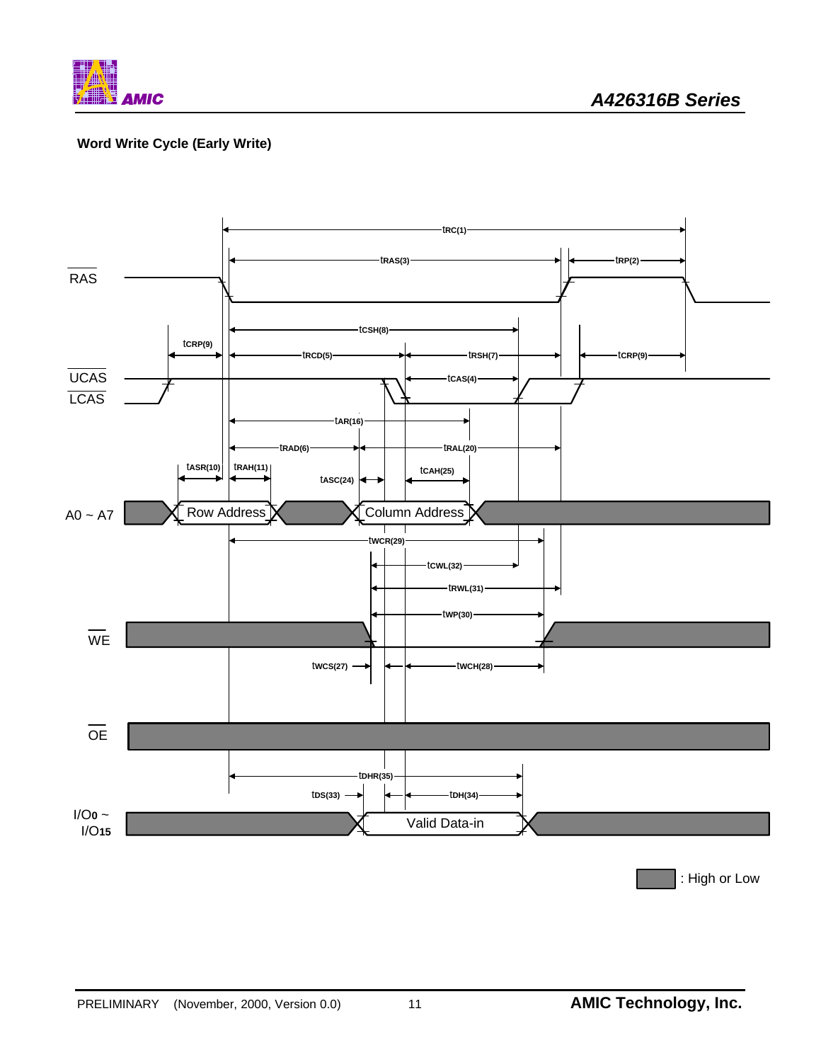**Word Write Cycle (Early Write)**

tRC(1)

tRAS(3)

tRP(2)

RAS

tCSH(8)

tCRP(9)

tRCD(5)

tRSH(7)

tCRP(9)

UCAS

LCAS

tCAS(4)

tAR(16)

tRAD(6)

tRAL(20)

tASR(10)

tRAH(11)

tCAH(25)

tASC(24)

A0 ~ A7

Row Address

Column Address

tWCR(29)

tCWL(32)

tRWL(31)

tWP(30)

WE

tWCS(27)

tWCH(28)

OE

tDHR(35)

tDS(33)

tDH(34)

I/O0 ~ I/O15

Valid Data-in

: High or Low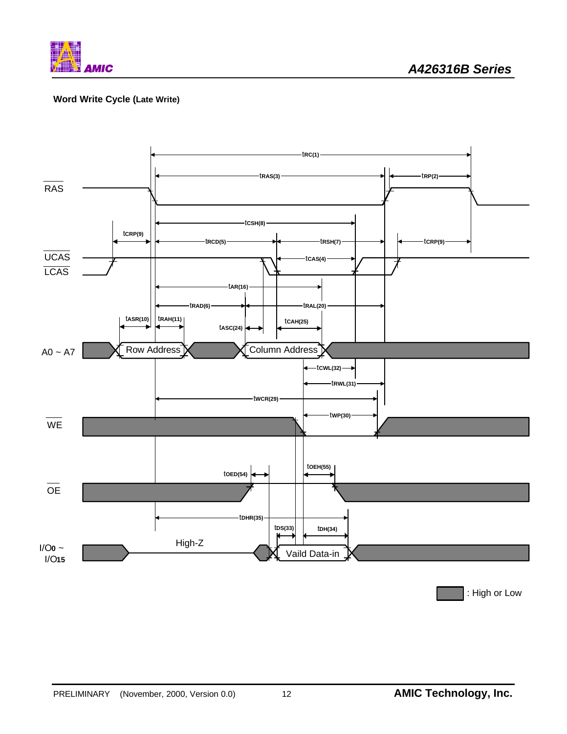## Word Write Cycle (Late Write)

tRC(1)

tRAS(3)

tRP(2)

RAS

tCSH(8)

tCRP(9)

tRCD(5)

tRSH(7)

tCRP(9)

UCAS

LCAS

tCAS(4)

tAR(16)

tRAD(6)

tRAL(20)

tASR(10)

tRAH(11)

tASC(24)

tCAH(25)

A0 ~ A7

Row Address

Column Address

tCWL(32)

tRWL(31)

tWCR(29)

tWP(30)

WE

tOED(54)

tOEH(55)

OE

tDHR(35)

tDS(33)

tDH(34)

I/O0 ~ I/O15

High-Z

Vaild Data-in

: High or Low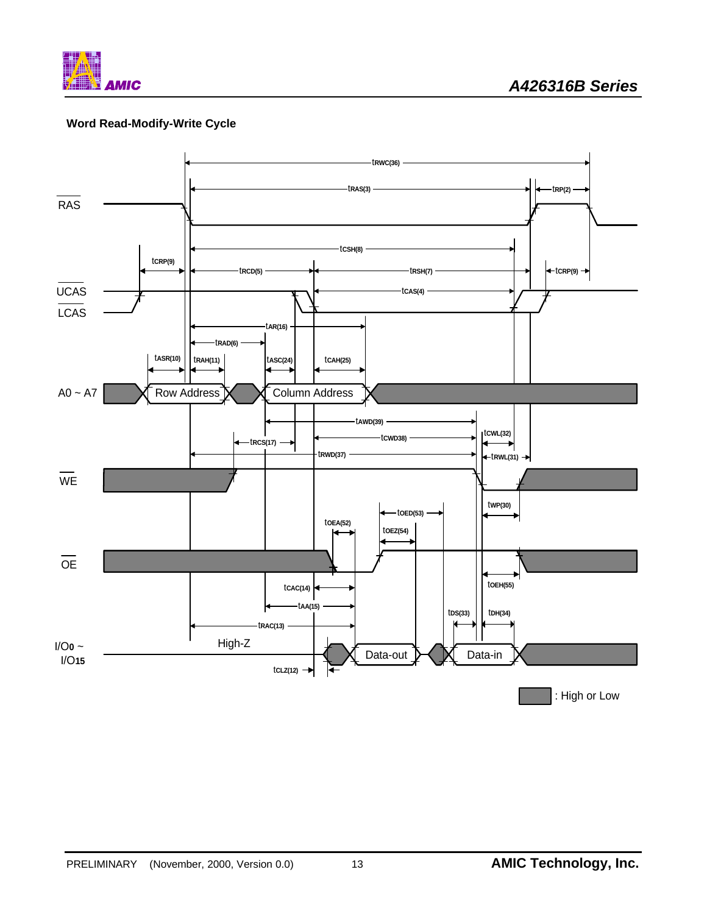### Word Read-Modify-Write Cycle

tRWC(36)

tRAS(3)

tRP(2)

RAS

tCSH(8)

tCRP(9)

tRCD(5)

tRSH(7)

tCRP(9)

UCAS

LCAS

tCAS(4)

tAR(16)

tRAD(6)

tASR(10)

tRAH(11)

tASC(24)

tCAH(25)

A0 ~ A7

Row Address

Column Address

tAWD(39)

tCWL(32)

tCWD38)

tRCS(17)

tRWD(37)

tRWL(31)

WE

tWP(30)

tOED(53)

tOEA(52)

tOEZ(54)

OE

tOEH(55)

tCAC(14)

tAA(15)

tDS(33)

tDH(34)

tRAC(13)

I/O0 ~ I/O15

High-Z

Data-out

Data-in

tCLZ(12)

: High or Low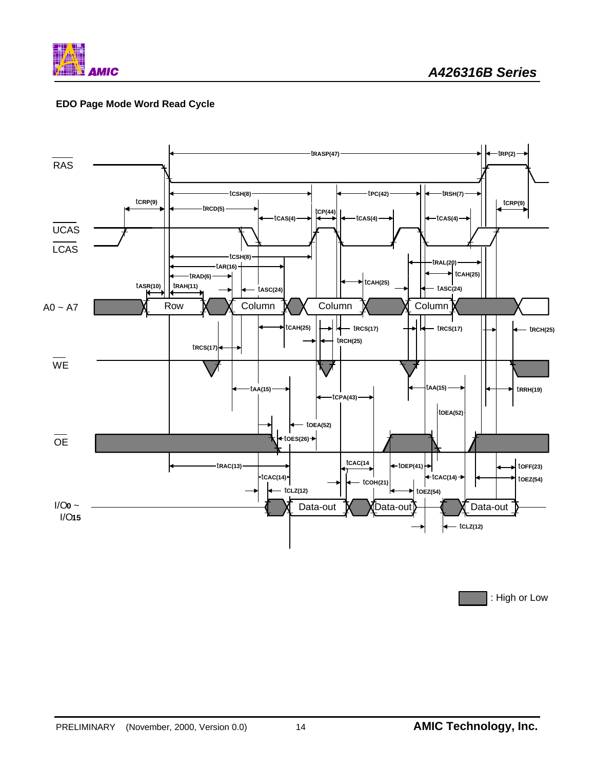### EDO Page Mode Word Read Cycle

RAS

UCAS

LCAS

A0 ~ A7

WE

OE

I/O0 ~ I/O15

tRASP(47)

tRP(2)

tCSH(8)

tPC(42)

tRSH(7)

tCRP(9)

tRCD(5)

tCP(44)

tCAS(4)

tCAS(4)

tCAS(4)

tCRP(9)

tCSH(8)

tAR(16)

tRAL(20)

tRAD(6)

tCAH(25)

tASR(10)

tRAH(11)

tASC(24)

tCAH(25)

tASC(24)

Row

Column

Column

Column

tCAH(25)

tRCS(17)

tRCS(17)

tRCH(25)

tRCH(25)

tRCS(17)

tAA(15)

tAA(15)

tRRH(19)

tCPA(43)

tOEA(52)

tOEA(52)

tOES(26)

tRAC(13)

tCAC(14)

tOEP(41)

tOFF(23)

tCAC(14)

tCAC(14)

tOEZ(54)

tCOH(21)

tCLZ(12)

tOEZ(54)

Data-out

Data-out

Data-out

tCLZ(12)

: High or Low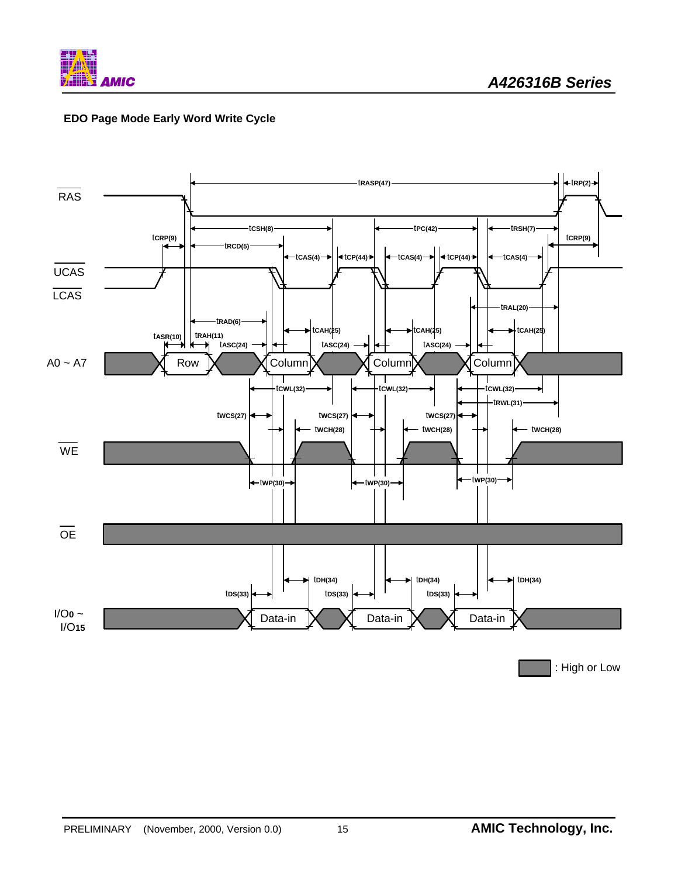**EDO Page Mode Early Word Write Cycle**

: High or Low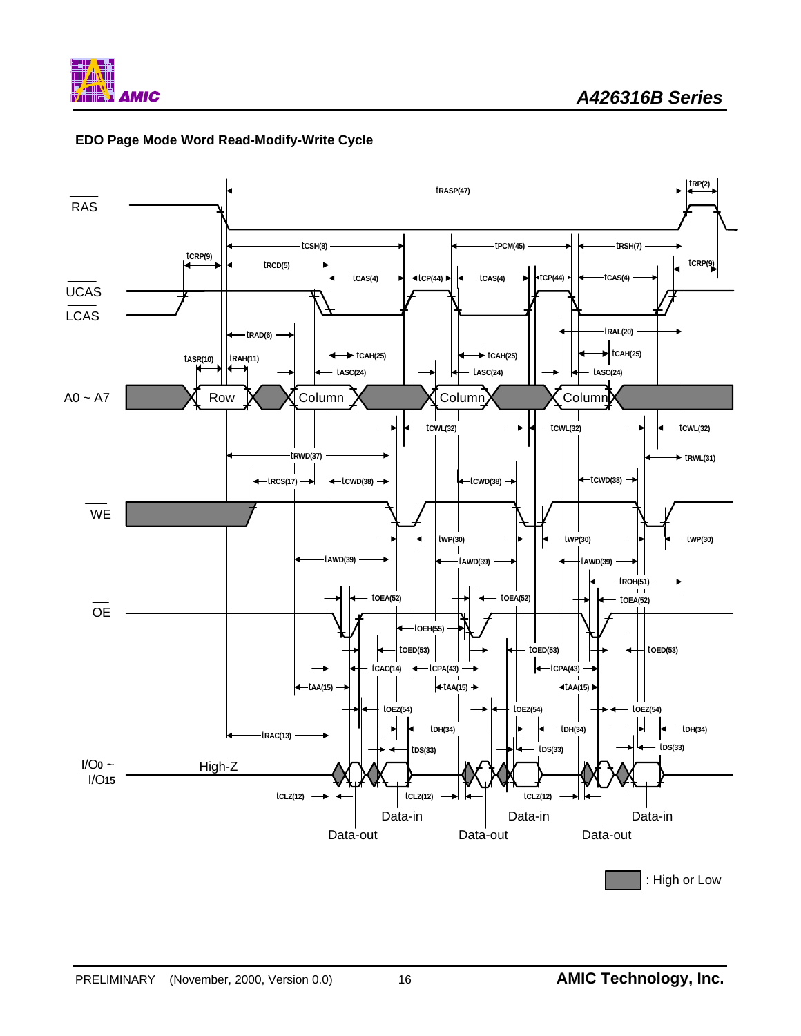## EDO Page Mode Word Read-Modify-Write Cycle

RAS

UCAS

LCAS

A0 ~ A7

WE

OE

I/O0 ~ I/O15

tRASP(47)

tRP(2)

tCSH(8)

tPCM(45)

tRSH(7)

tCRP(9)

tRCD(5)

tCRP(9)

tCAS(4)

tCP(44)

tCAS(4)

tCP(44)

tCAS(4)

tRAD(6)

tRAL(20)

tASR(10)

tRAH(11)

tCAH(25)

tCAH(25)

tCAH(25)

tASC(24)

tASC(24)

tASC(24)

Row

Column

Column

Column

tCWL(32)

tCWL(32)

tCWL(32)

tRWD(37)

tRWL(31)

tRCS(17)

tCWD(38)

tCWD(38)

tCWD(38)

tWP(30)

tWP(30)

tWP(30)

tAWD(39)

tAWD(39)

tAWD(39)

tROH(51)

tOEA(52)

tOEA(52)

tOEA(52)

tOEH(55)

tOED(53)

tOED(53)

tOED(53)

tCAC(14)

tCPA(43)

tCPA(43)

tAA(15)

tAA(15)

tAA(15)

tOEZ(54)

tOEZ(54)

tOEZ(54)

tDH(34)

tDH(34)

tDH(34)

tRAC(13)

tDS(33)

tDS(33)

tDS(33)

High-Z

tCLZ(12)

tCLZ(12)

tCLZ(12)

Data-in

Data-in

Data-in

Data-out

Data-out

Data-out

: High or Low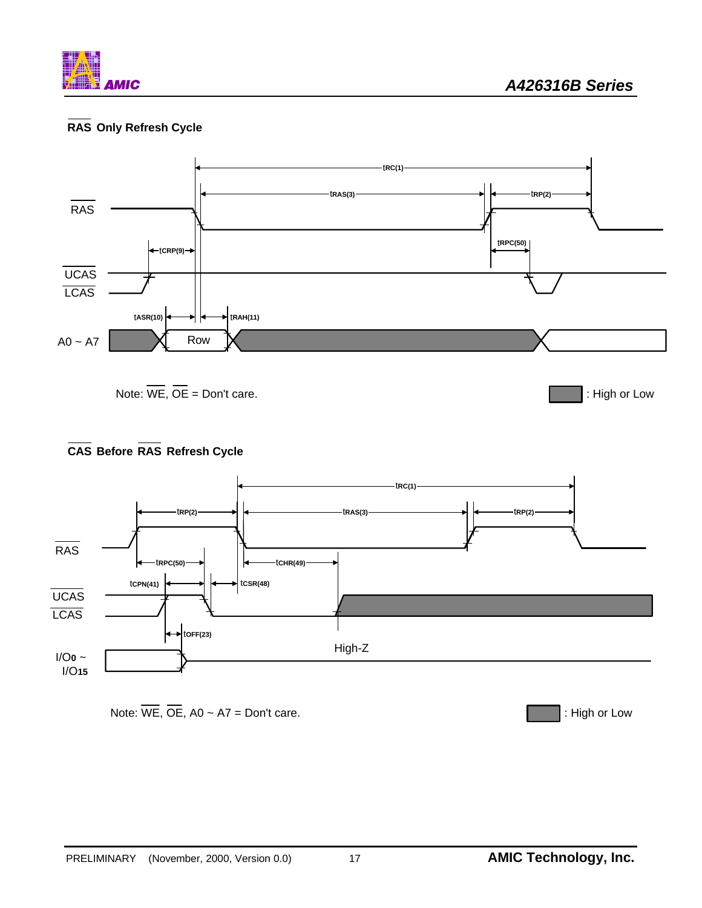## $\overline{RAS}$ Only Refresh Cycle

tRC(1)

tRAS(3)

tRP(2)

RAS

tCRP(9)

tRPC(50)

UCAS

LCAS

tASR(10)

tRAH(11)

A0 ~ A7

Row

Note: $\overline{WE}$, $\overline{OE}$ = Don't care.

: High or Low

## $\overline{CAS}$ Before $\overline{RAS}$ Refresh Cycle

tRC(1)

tRP(2)

tRAS(3)

tRP(2)

RAS

tRPC(50)

tCHR(49)

tCPN(41)

tCSR(48)

UCAS

LCAS

tOFF(23)

High-Z

I/O0 ~ I/O15

Note: $\overline{WE}$, $\overline{OE}$, A0 ~ A7 = Don't care.

: High or Low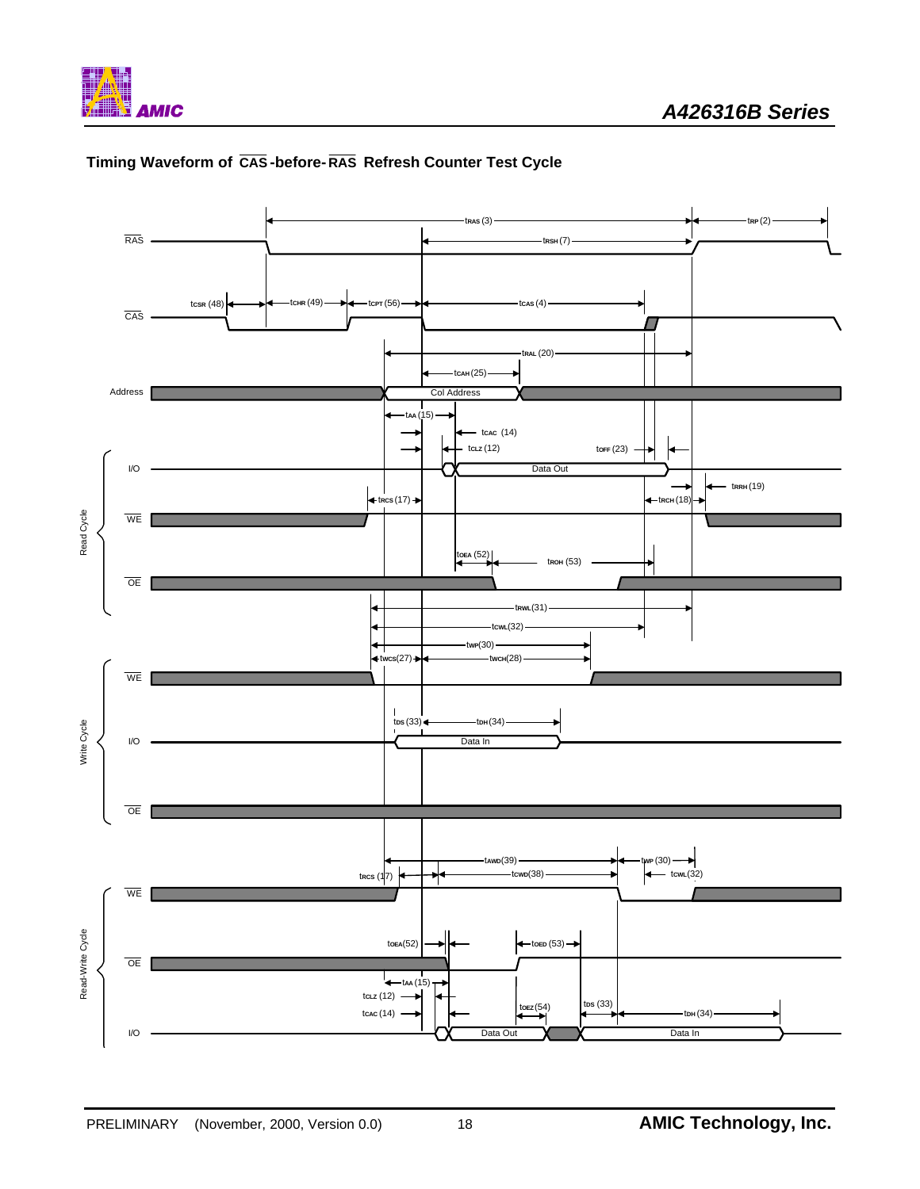## Timing Waveform of $\overline{CAS}$-before-$\overline{RAS}$ Refresh Counter Test Cycle

tRAS (3)
tRP (2)
$\overline{RAS}$
tRSH (7)
tCSR (48)
tCHR (49)
tCPT (56)
tCAS (4)
$\overline{CAS}$
tRAL (20)
tCAH (25)
Address
Col Address
tAA (15)
tCAC (14)
tCLZ (12)
tOFF (23)
I/O
Data Out
tRRH (19)
tRCS (17)
tRCH (18)
$\overline{WE}$
Read Cycle
tOEA (52)
tROH (53)
$\overline{OE}$
tRWL (31)
tCWL (32)
tWP (30)
tWCS (27)
tWCH (28)
$\overline{WE}$
tDS (33)
tDH (34)
Write Cycle
I/O
Data In
$\overline{OE}$
tAWD (39)
tWP (30)
tRCS (17)
tCWD (38)
tCWL (32)
$\overline{WE}$
tOEA (52)
tOED (53)
Read-Write Cycle
$\overline{OE}$
tAA (15)
tCLZ (12)
tOEZ (54)
tDS (33)
tCAC (14)
tDH (34)
I/O
Data Out
Data In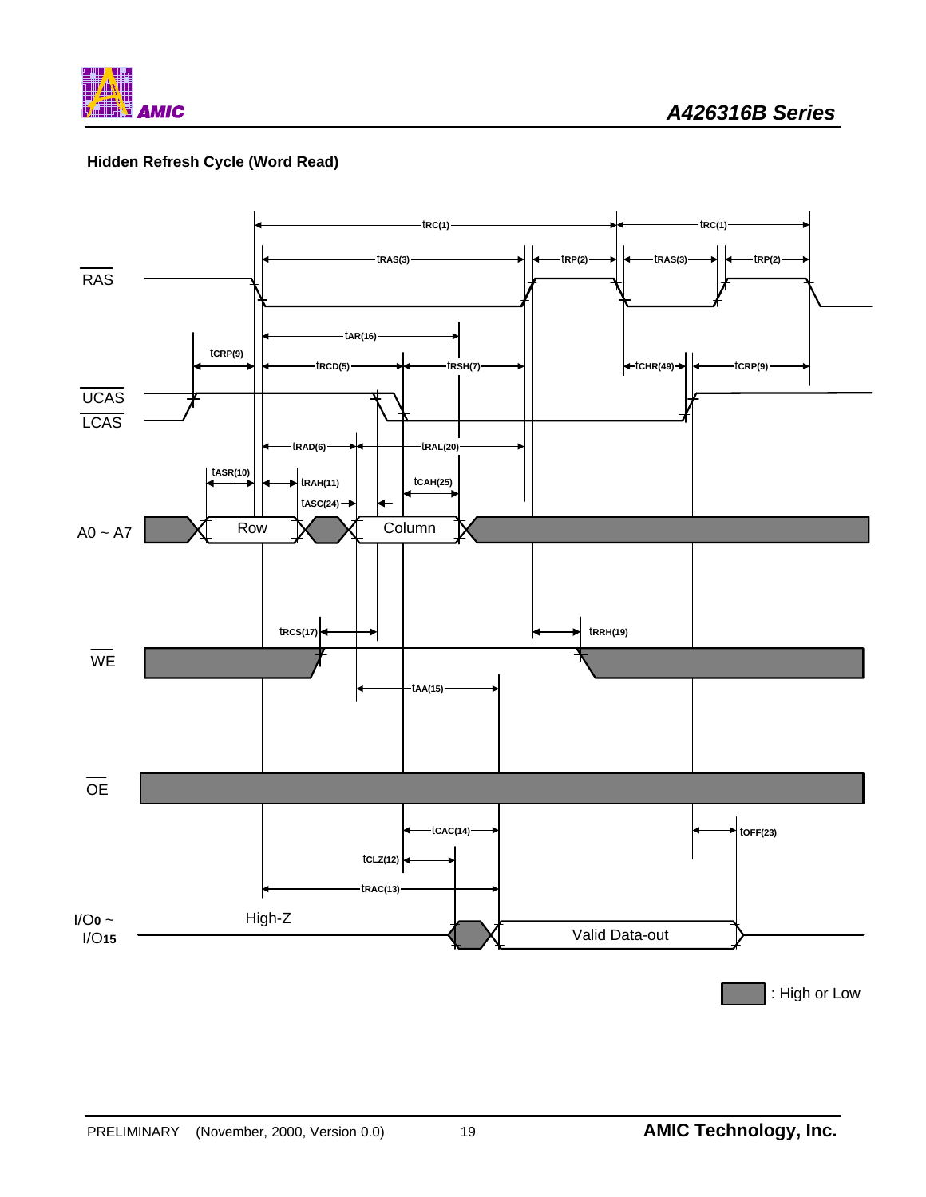### Hidden Refresh Cycle (Word Read)

tRC(1)
tRC(1)
tRAS(3)
tRP(2)
tRAS(3)
tRP(2)

RAS

tAR(16)
tCRP(9)
tRCD(5)
tRSH(7)
tCHR(49)
tCRP(9)

UCAS
LCAS

tRAD(6)
tRAL(20)
tASR(10)
tRAH(11)
tCAH(25)
tASC(24)

A0 ~ A7
Row
Column

tRCS(17)
tRRH(19)

WE

tAA(15)

OE

tCAC(14)
tOFF(23)
tCLZ(12)
tRAC(13)

I/O0 ~ I/O15
High-Z
Valid Data-out

: High or Low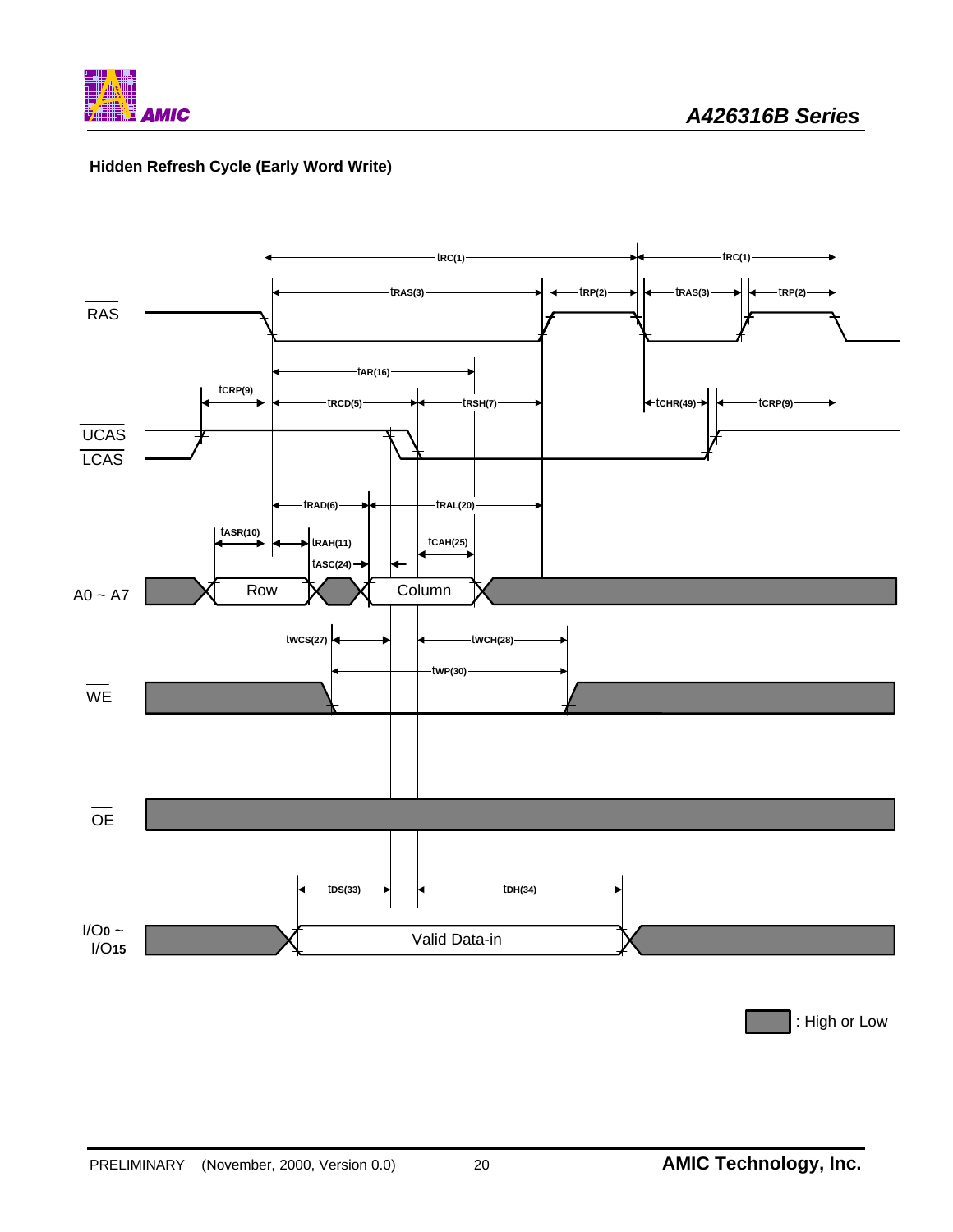### Hidden Refresh Cycle (Early Word Write)

tRC(1)
tRC(1)
tRAS(3)
tRP(2)
tRAS(3)
tRP(2)

RAS

tAR(16)
tCRP(9)
tRCD(5)
tRSH(7)
tCHR(49)
tCRP(9)

UCAS
LCAS

tRAD(6)
tRAL(20)
tASR(10)
tRAH(11)
tCAH(25)
tASC(24)

A0 ~ A7
Row
Column

tWCS(27)
tWCH(28)
tWP(30)

WE

OE

tDS(33)
tDH(34)

I/O0 ~ I/O15
Valid Data-in

: High or Low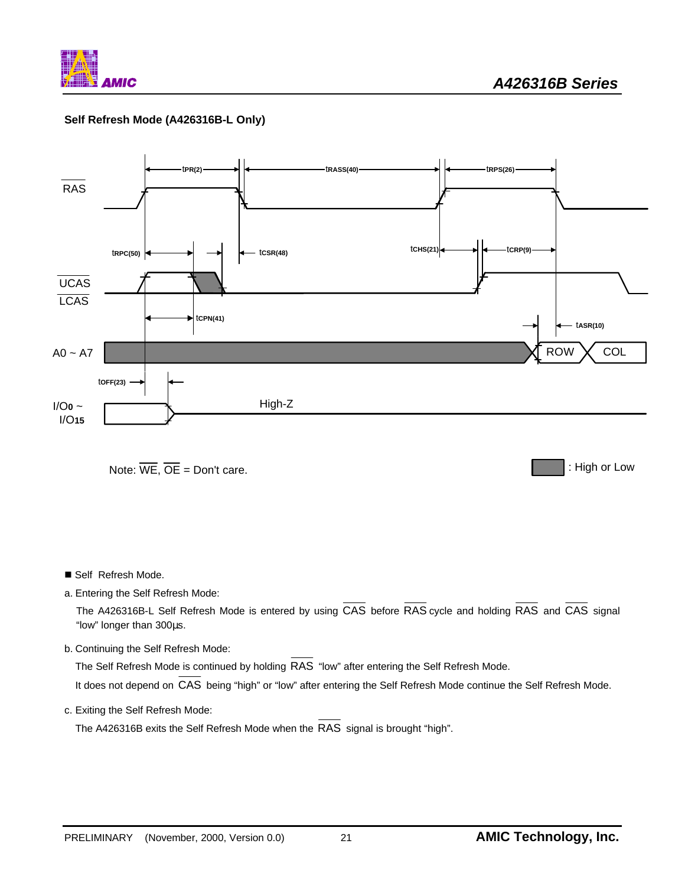**Self Refresh Mode (A426316B-L Only)**

tPR(2)

tRASS(40)

tRPS(26)

RAS

tRPC(50)

tCSR(48)

tCHS(21)

tCRP(9)

UCAS

LCAS

tCPN(41)

tASR(10)

A0 ~ A7

ROW

COL

tOFF(23)

I/O0 ~ I/O15

High-Z

Note: WE, OE = Don't care.

: High or Low

■ Self Refresh Mode.

a. Entering the Self Refresh Mode:

The A426316B-L Self Refresh Mode is entered by using CAS before RAS cycle and holding RAS and CAS signal "low" longer than 300μs.

b. Continuing the Self Refresh Mode:

The Self Refresh Mode is continued by holding RAS "low" after entering the Self Refresh Mode.

It does not depend on CAS being "high" or "low" after entering the Self Refresh Mode continue the Self Refresh Mode.

c. Exiting the Self Refresh Mode:

The A426316B exits the Self Refresh Mode when the RAS signal is brought "high".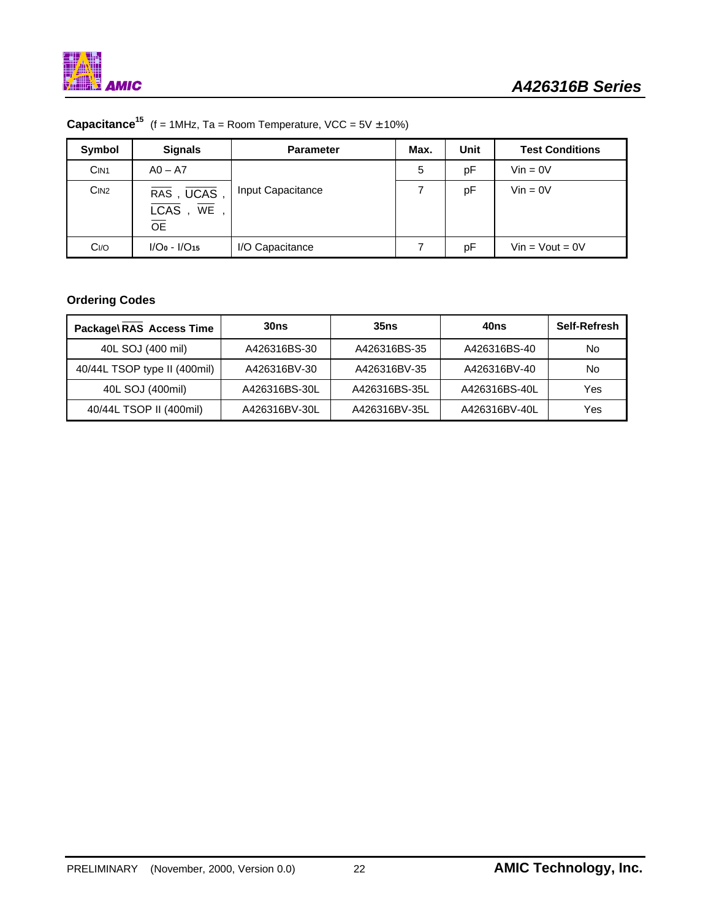## Capacitance[15] (f = 1MHz, Ta = Room Temperature, VCC = 5V ± 10%)

| Symbol | Signals | Parameter | Max. | Unit | Test Conditions |
|---|---|---|---|---|---|
| $C_{IN1}$ | A0 – A7 | Input Capacitance | 5 | pF | Vin = 0V |
| $C_{IN2}$ | $\overline{RAS}$, $\overline{UCAS}$, $\overline{LCAS}$, $\overline{WE}$, $\overline{OE}$ | | 7 | pF | Vin = 0V |
| $C_{I/O}$ | $I/O_0$ - $I/O_{15}$ | I/O Capacitance | 7 | pF | Vin = Vout = 0V |

## Ordering Codes

| Package\ $\overline{RAS}$ Access Time | 30ns | 35ns | 40ns | Self-Refresh |
|---|---|---|---|---|
| 40L SOJ (400 mil) | A426316BS-30 | A426316BS-35 | A426316BS-40 | No |
| 40/44L TSOP type II (400mil) | A426316BV-30 | A426316BV-35 | A426316BV-40 | No |
| 40L SOJ (400mil) | A426316BS-30L | A426316BS-35L | A426316BS-40L | Yes |
| 40/44L TSOP II (400mil) | A426316BV-30L | A426316BV-35L | A426316BV-40L | Yes |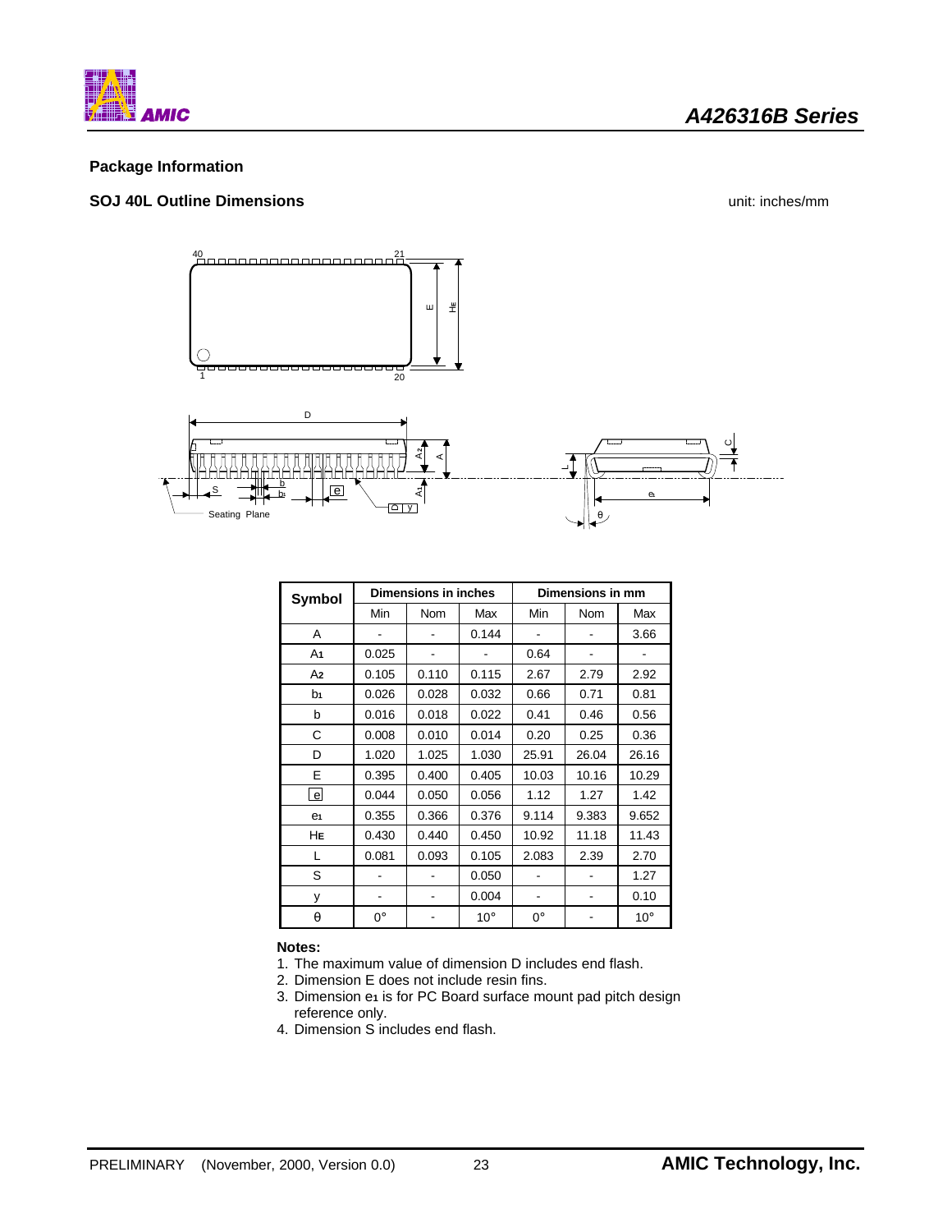## Package Information

### SOJ 40L Outline Dimensions

unit: inches/mm

40 21

E HE

1 20

D

A2 A

S b b1 e A1 y

Seating Plane

L C

e1

θ

| Symbol | Dimensions in inches | | | Dimensions in mm | | |
|---|---|---|---|---|---|---|
| | Min | Nom | Max | Min | Nom | Max |
| A | - | - | 0.144 | - | - | 3.66 |
| $A_1$ | 0.025 | - | - | 0.64 | - | - |
| $A_2$ | 0.105 | 0.110 | 0.115 | 2.67 | 2.79 | 2.92 |
| $b_1$ | 0.026 | 0.028 | 0.032 | 0.66 | 0.71 | 0.81 |
| b | 0.016 | 0.018 | 0.022 | 0.41 | 0.46 | 0.56 |
| C | 0.008 | 0.010 | 0.014 | 0.20 | 0.25 | 0.36 |
| D | 1.020 | 1.025 | 1.030 | 25.91 | 26.04 | 26.16 |
| E | 0.395 | 0.400 | 0.405 | 10.03 | 10.16 | 10.29 |
| e | 0.044 | 0.050 | 0.056 | 1.12 | 1.27 | 1.42 |
| $e_1$ | 0.355 | 0.366 | 0.376 | 9.114 | 9.383 | 9.652 |
| $H_E$ | 0.430 | 0.440 | 0.450 | 10.92 | 11.18 | 11.43 |
| L | 0.081 | 0.093 | 0.105 | 2.083 | 2.39 | 2.70 |
| S | - | - | 0.050 | - | - | 1.27 |
| y | - | - | 0.004 | - | - | 0.10 |
| θ | 0° | - | 10° | 0° | - | 10° |

**Notes:**

1. The maximum value of dimension D includes end flash.
2. Dimension E does not include resin fins.
3. Dimension $e_1$ is for PC Board surface mount pad pitch design reference only.
4. Dimension S includes end flash.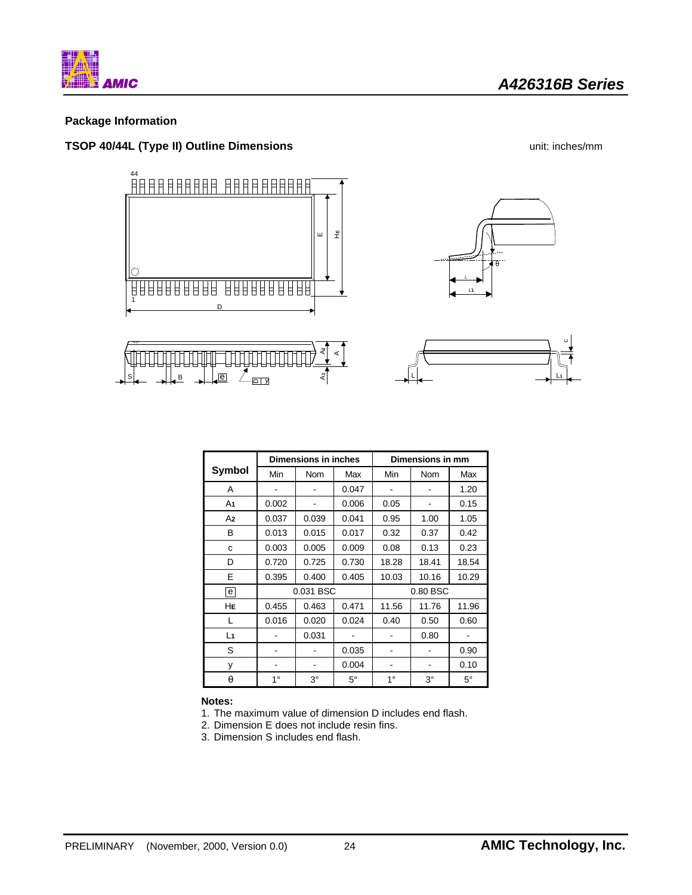## Package Information

### TSOP 40/44L (Type II) Outline Dimensions

unit: inches/mm

| Symbol | Dimensions in inches | | | Dimensions in mm | | |
|---|---|---|---|---|---|---|
| | Min | Nom | Max | Min | Nom | Max |
| A | - | - | 0.047 | - | - | 1.20 |
| $A_1$ | 0.002 | - | 0.006 | 0.05 | - | 0.15 |
| $A_2$ | 0.037 | 0.039 | 0.041 | 0.95 | 1.00 | 1.05 |
| B | 0.013 | 0.015 | 0.017 | 0.32 | 0.37 | 0.42 |
| c | 0.003 | 0.005 | 0.009 | 0.08 | 0.13 | 0.23 |
| D | 0.720 | 0.725 | 0.730 | 18.28 | 18.41 | 18.54 |
| E | 0.395 | 0.400 | 0.405 | 10.03 | 10.16 | 10.29 |
| e | 0.031 BSC | | | 0.80 BSC | | |
| $H_E$ | 0.455 | 0.463 | 0.471 | 11.56 | 11.76 | 11.96 |
| L | 0.016 | 0.020 | 0.024 | 0.40 | 0.50 | 0.60 |
| $L_1$ | - | 0.031 | - | - | 0.80 | - |
| S | - | - | 0.035 | - | - | 0.90 |
| y | - | - | 0.004 | - | - | 0.10 |
| θ | 1° | 3° | 5° | 1° | 3° | 5° |

**Notes:**

1. The maximum value of dimension D includes end flash.
2. Dimension E does not include resin fins.
3. Dimension S includes end flash.